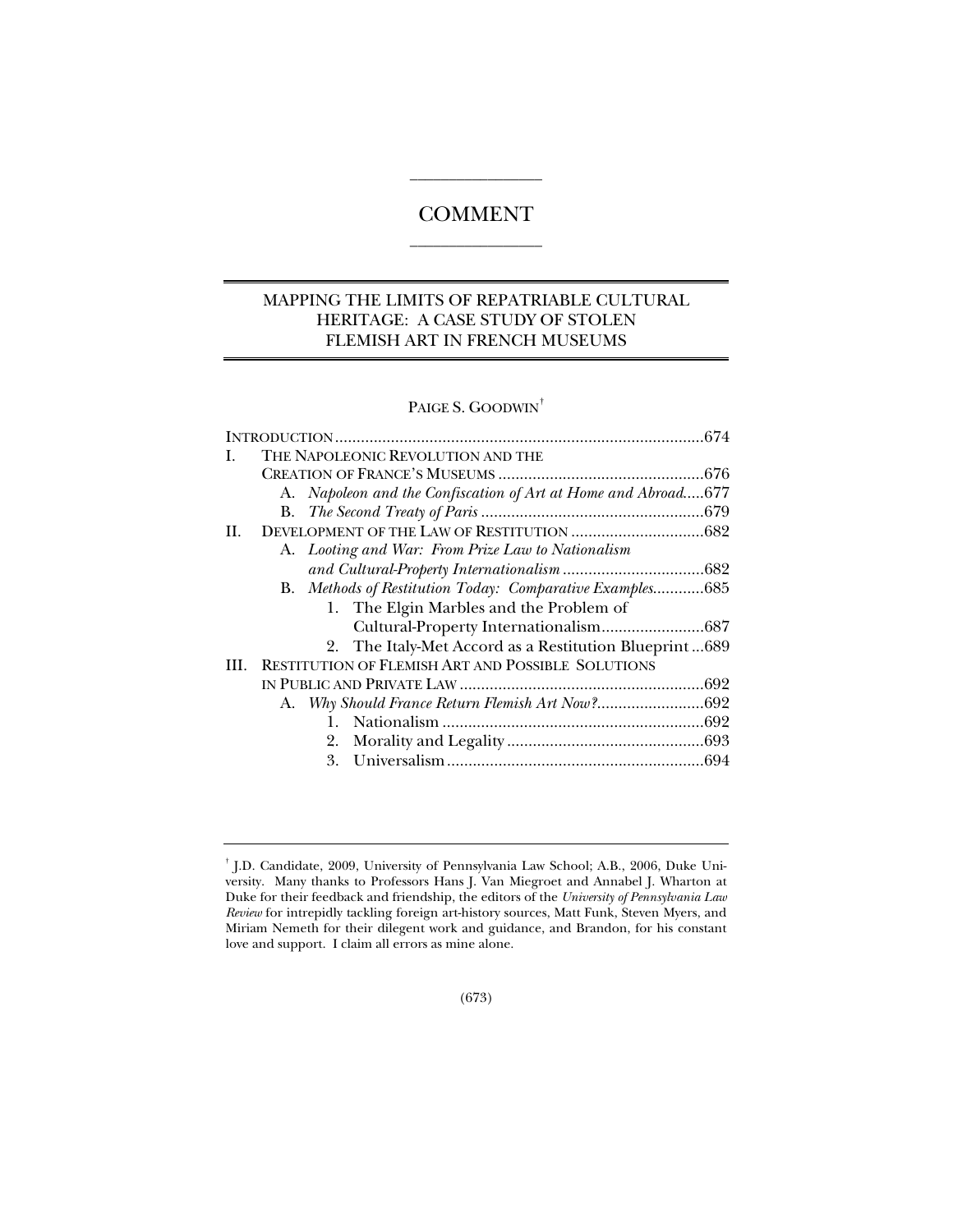# COMMENT

## MAPPING THE LIMITS OF REPATRIABLE CULTURAL HERITAGE: A CASE STUDY OF STOLEN FLEMISH ART IN FRENCH MUSEUMS

PAIGE S. GOODWIN[†]

INTRODUCTION ..................................................................................674

I. THE NAPOLEONIC REVOLUTION AND THE CREATION OF FRANCE'S MUSEUMS ................................................676
   - A. *Napoleon and the Confiscation of Art at Home and Abroad*.....677
   - B. *The Second Treaty of Paris* ....................................................679

II. DEVELOPMENT OF THE LAW OF RESTITUTION ...............................682
   - A. *Looting and War: From Prize Law to Nationalism and Cultural-Property Internationalism* .................................682
   - B. *Methods of Restitution Today: Comparative Examples*............685
     1. The Elgin Marbles and the Problem of Cultural-Property Internationalism........................687
     2. The Italy-Met Accord as a Restitution Blueprint ...689

III. RESTITUTION OF FLEMISH ART AND POSSIBLE SOLUTIONS IN PUBLIC AND PRIVATE LAW .........................................................692
   - A. *Why Should France Return Flemish Art Now?*.........................692
     1. Nationalism .............................................................692
     2. Morality and Legality ..............................................693
     3. Universalism ............................................................694

---

[†] J.D. Candidate, 2009, University of Pennsylvania Law School; A.B., 2006, Duke University. Many thanks to Professors Hans J. Van Miegroet and Annabel J. Wharton at Duke for their feedback and friendship, the editors of the *University of Pennsylvania Law Review* for intrepidly tackling foreign art-history sources, Matt Funk, Steven Myers, and Miriam Nemeth for their dilegent work and guidance, and Brandon, for his constant love and support. I claim all errors as mine alone.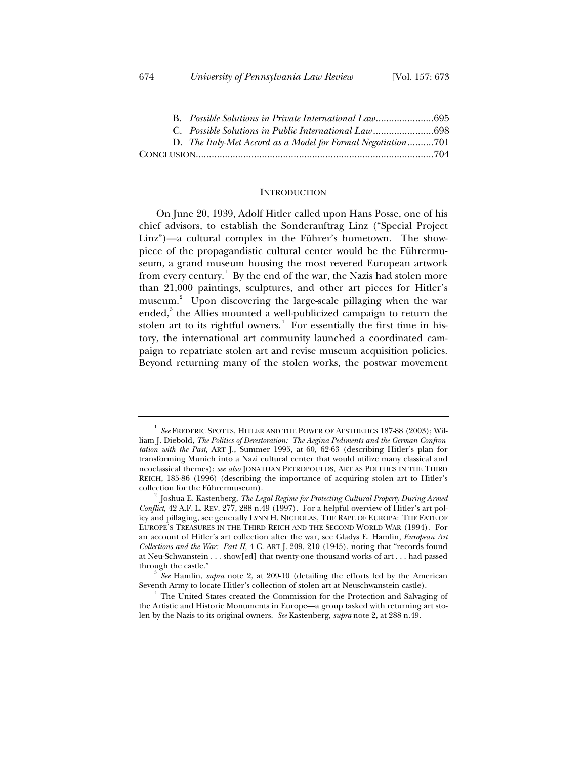B. *Possible Solutions in Private International Law*......................695
C. *Possible Solutions in Public International Law*.......................698
D. *The Italy-Met Accord as a Model for Formal Negotiation*..........701
CONCLUSION.........................................................................................704

## INTRODUCTION

On June 20, 1939, Adolf Hitler called upon Hans Posse, one of his chief advisors, to establish the Sonderauftrag Linz ("Special Project Linz")—a cultural complex in the Führer's hometown. The showpiece of the propagandistic cultural center would be the Führermuseum, a grand museum housing the most revered European artwork from every century.[1] By the end of the war, the Nazis had stolen more than 21,000 paintings, sculptures, and other art pieces for Hitler's museum.[2] Upon discovering the large-scale pillaging when the war ended,[3] the Allies mounted a well-publicized campaign to return the stolen art to its rightful owners.[4] For essentially the first time in history, the international art community launched a coordinated campaign to repatriate stolen art and revise museum acquisition policies. Beyond returning many of the stolen works, the postwar movement

---

[1] *See* FREDERIC SPOTTS, HITLER AND THE POWER OF AESTHETICS 187-88 (2003); William J. Diebold, *The Politics of Derestoration: The Aegina Pediments and the German Confrontation with the Past*, ART J., Summer 1995, at 60, 62-63 (describing Hitler's plan for transforming Munich into a Nazi cultural center that would utilize many classical and neoclassical themes); *see also* JONATHAN PETROPOULOS, ART AS POLITICS IN THE THIRD REICH, 185-86 (1996) (describing the importance of acquiring stolen art to Hitler's collection for the Führermuseum).

[2] Joshua E. Kastenberg, *The Legal Regime for Protecting Cultural Property During Armed Conflict*, 42 A.F. L. REV. 277, 288 n.49 (1997). For a helpful overview of Hitler's art policy and pillaging, see generally LYNN H. NICHOLAS, THE RAPE OF EUROPA: THE FATE OF EUROPE'S TREASURES IN THE THIRD REICH AND THE SECOND WORLD WAR (1994). For an account of Hitler's art collection after the war, see Gladys E. Hamlin, *European Art Collections and the War: Part II*, 4 C. ART J. 209, 210 (1945), noting that "records found at Neu-Schwanstein . . . show[ed] that twenty-one thousand works of art . . . had passed through the castle."

[3] *See* Hamlin, *supra* note 2, at 209-10 (detailing the efforts led by the American Seventh Army to locate Hitler's collection of stolen art at Neuschwanstein castle).

[4] The United States created the Commission for the Protection and Salvaging of the Artistic and Historic Monuments in Europe—a group tasked with returning art stolen by the Nazis to its original owners. *See* Kastenberg, *supra* note 2, at 288 n.49.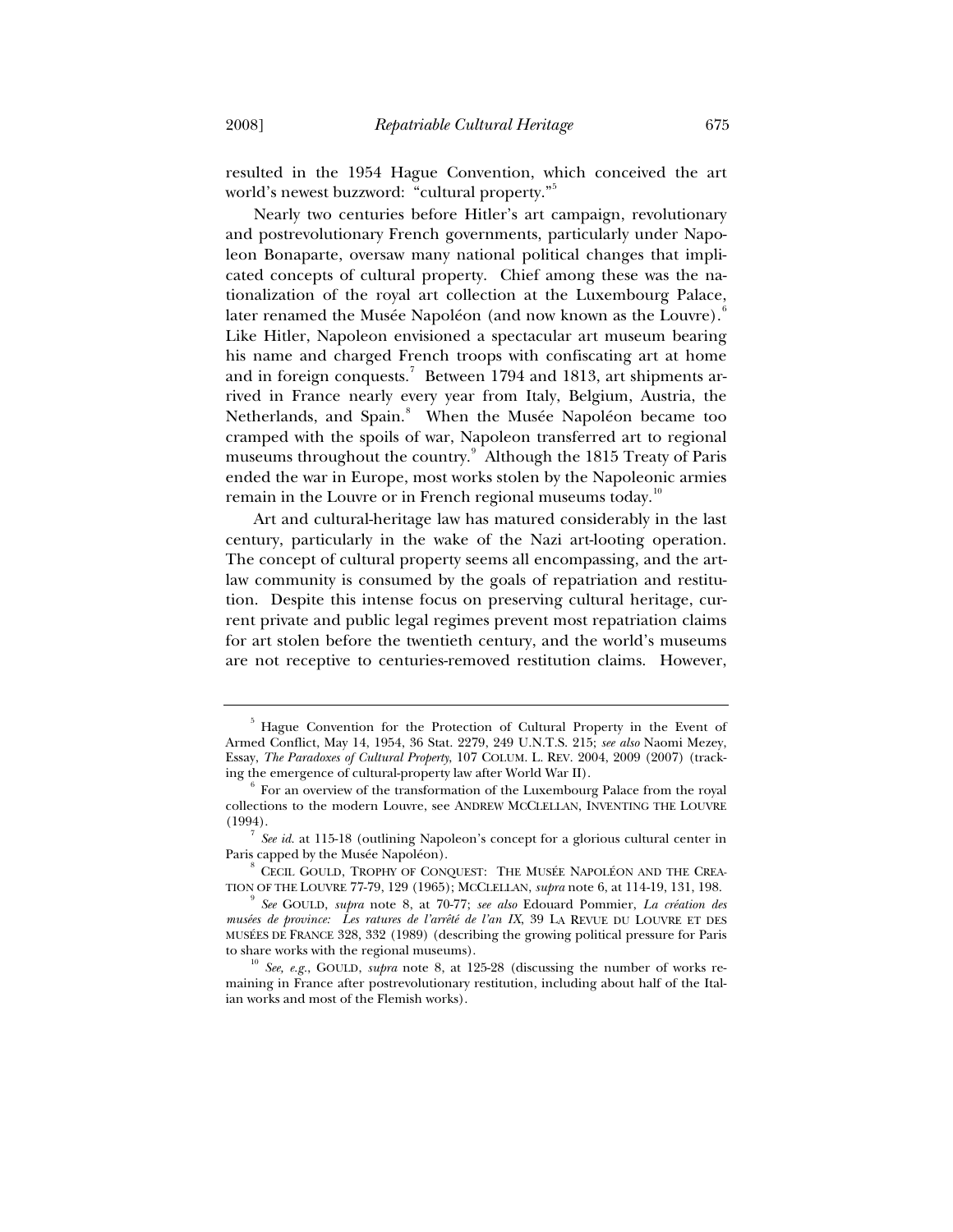resulted in the 1954 Hague Convention, which conceived the art world's newest buzzword: "cultural property."[5]

Nearly two centuries before Hitler's art campaign, revolutionary and postrevolutionary French governments, particularly under Napoleon Bonaparte, oversaw many national political changes that implicated concepts of cultural property. Chief among these was the nationalization of the royal art collection at the Luxembourg Palace, later renamed the Musée Napoléon (and now known as the Louvre).[6] Like Hitler, Napoleon envisioned a spectacular art museum bearing his name and charged French troops with confiscating art at home and in foreign conquests.[7] Between 1794 and 1813, art shipments arrived in France nearly every year from Italy, Belgium, Austria, the Netherlands, and Spain.[8] When the Musée Napoléon became too cramped with the spoils of war, Napoleon transferred art to regional museums throughout the country.[9] Although the 1815 Treaty of Paris ended the war in Europe, most works stolen by the Napoleonic armies remain in the Louvre or in French regional museums today.[10]

Art and cultural-heritage law has matured considerably in the last century, particularly in the wake of the Nazi art-looting operation. The concept of cultural property seems all encompassing, and the art-law community is consumed by the goals of repatriation and restitution. Despite this intense focus on preserving cultural heritage, current private and public legal regimes prevent most repatriation claims for art stolen before the twentieth century, and the world's museums are not receptive to centuries-removed restitution claims. However,

---

[5] Hague Convention for the Protection of Cultural Property in the Event of Armed Conflict, May 14, 1954, 36 Stat. 2279, 249 U.N.T.S. 215; *see also* Naomi Mezey, Essay, *The Paradoxes of Cultural Property*, 107 COLUM. L. REV. 2004, 2009 (2007) (tracking the emergence of cultural-property law after World War II).

[6] For an overview of the transformation of the Luxembourg Palace from the royal collections to the modern Louvre, see ANDREW MCCLELLAN, INVENTING THE LOUVRE (1994).

[7] *See id.* at 115-18 (outlining Napoleon's concept for a glorious cultural center in Paris capped by the Musée Napoléon).

[8] CECIL GOULD, TROPHY OF CONQUEST: THE MUSÉE NAPOLÉON AND THE CREATION OF THE LOUVRE 77-79, 129 (1965); MCCLELLAN, *supra* note 6, at 114-19, 131, 198.

[9] *See* GOULD, *supra* note 8, at 70-77; *see also* Edouard Pommier, *La création des musées de province: Les ratures de l'arrêté de l'an IX*, 39 LA REVUE DU LOUVRE ET DES MUSÉES DE FRANCE 328, 332 (1989) (describing the growing political pressure for Paris to share works with the regional museums).

[10] *See, e.g.*, GOULD, *supra* note 8, at 125-28 (discussing the number of works remaining in France after postrevolutionary restitution, including about half of the Italian works and most of the Flemish works).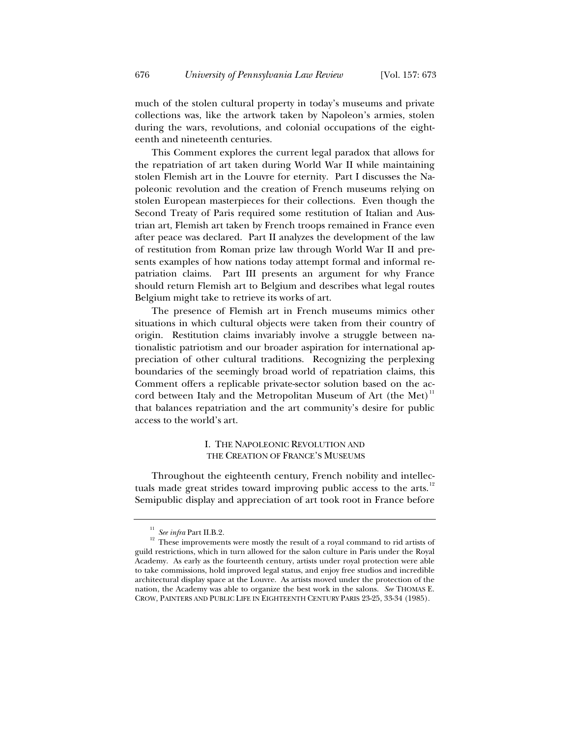much of the stolen cultural property in today's museums and private collections was, like the artwork taken by Napoleon's armies, stolen during the wars, revolutions, and colonial occupations of the eighteenth and nineteenth centuries.

This Comment explores the current legal paradox that allows for the repatriation of art taken during World War II while maintaining stolen Flemish art in the Louvre for eternity. Part I discusses the Napoleonic revolution and the creation of French museums relying on stolen European masterpieces for their collections. Even though the Second Treaty of Paris required some restitution of Italian and Austrian art, Flemish art taken by French troops remained in France even after peace was declared. Part II analyzes the development of the law of restitution from Roman prize law through World War II and presents examples of how nations today attempt formal and informal repatriation claims. Part III presents an argument for why France should return Flemish art to Belgium and describes what legal routes Belgium might take to retrieve its works of art.

The presence of Flemish art in French museums mimics other situations in which cultural objects were taken from their country of origin. Restitution claims invariably involve a struggle between nationalistic patriotism and our broader aspiration for international appreciation of other cultural traditions. Recognizing the perplexing boundaries of the seemingly broad world of repatriation claims, this Comment offers a replicable private-sector solution based on the accord between Italy and the Metropolitan Museum of Art (the Met)[11] that balances repatriation and the art community's desire for public access to the world's art.

## I. THE NAPOLEONIC REVOLUTION AND THE CREATION OF FRANCE'S MUSEUMS

Throughout the eighteenth century, French nobility and intellectuals made great strides toward improving public access to the arts.[12] Semipublic display and appreciation of art took root in France before

---

[11] *See infra* Part II.B.2.

[12] These improvements were mostly the result of a royal command to rid artists of guild restrictions, which in turn allowed for the salon culture in Paris under the Royal Academy. As early as the fourteenth century, artists under royal protection were able to take commissions, hold improved legal status, and enjoy free studios and incredible architectural display space at the Louvre. As artists moved under the protection of the nation, the Academy was able to organize the best work in the salons. *See* THOMAS E. CROW, PAINTERS AND PUBLIC LIFE IN EIGHTEENTH CENTURY PARIS 23-25, 33-34 (1985).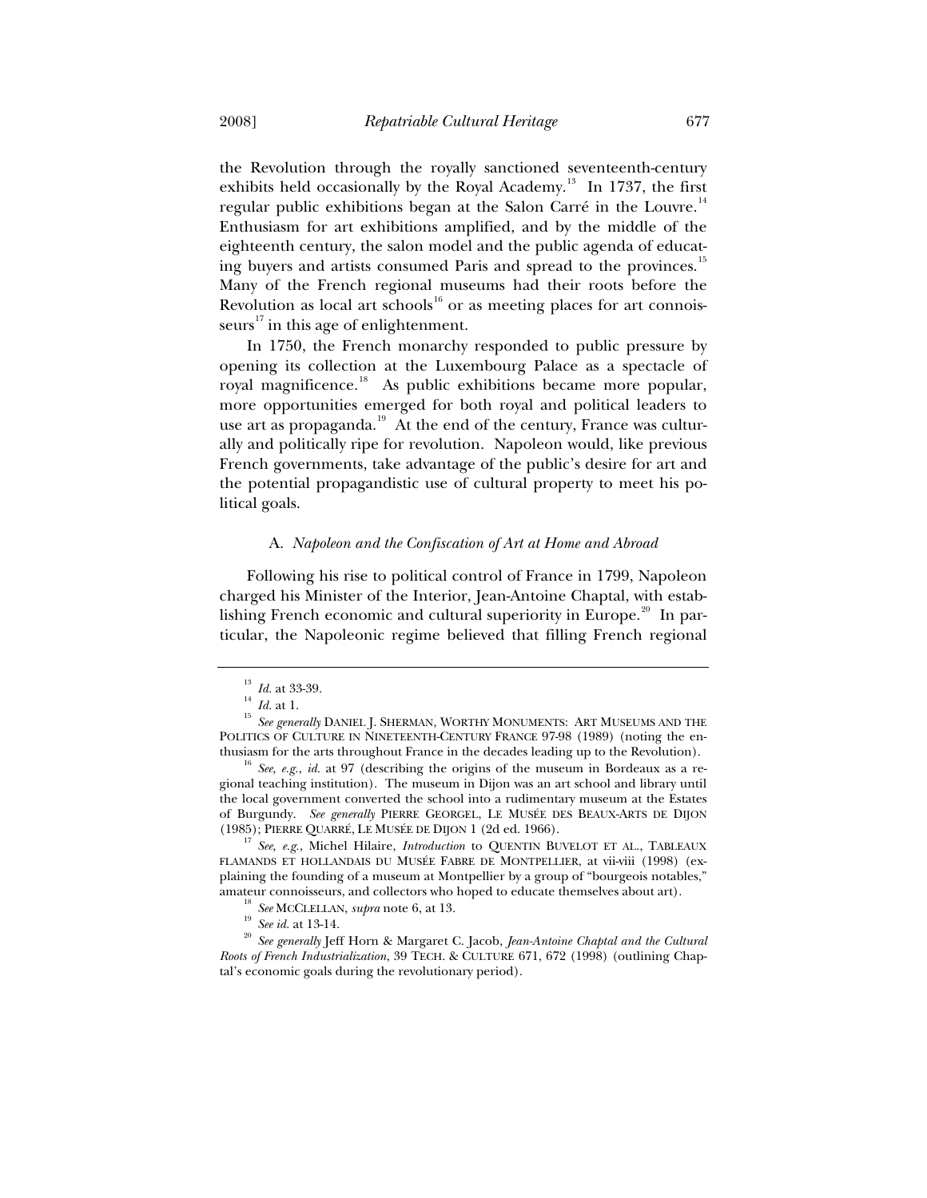the Revolution through the royally sanctioned seventeenth-century exhibits held occasionally by the Royal Academy.[13] In 1737, the first regular public exhibitions began at the Salon Carré in the Louvre.[14] Enthusiasm for art exhibitions amplified, and by the middle of the eighteenth century, the salon model and the public agenda of educating buyers and artists consumed Paris and spread to the provinces.[15] Many of the French regional museums had their roots before the Revolution as local art schools[16] or as meeting places for art connoisseurs[17] in this age of enlightenment.

In 1750, the French monarchy responded to public pressure by opening its collection at the Luxembourg Palace as a spectacle of royal magnificence.[18] As public exhibitions became more popular, more opportunities emerged for both royal and political leaders to use art as propaganda.[19] At the end of the century, France was culturally and politically ripe for revolution. Napoleon would, like previous French governments, take advantage of the public's desire for art and the potential propagandistic use of cultural property to meet his political goals.

### A. *Napoleon and the Confiscation of Art at Home and Abroad*

Following his rise to political control of France in 1799, Napoleon charged his Minister of the Interior, Jean-Antoine Chaptal, with establishing French economic and cultural superiority in Europe.[20] In particular, the Napoleonic regime believed that filling French regional

---

[13] *Id.* at 33-39.

[14] *Id.* at 1.

[15] *See generally* DANIEL J. SHERMAN, WORTHY MONUMENTS: ART MUSEUMS AND THE POLITICS OF CULTURE IN NINETEENTH-CENTURY FRANCE 97-98 (1989) (noting the enthusiasm for the arts throughout France in the decades leading up to the Revolution).

[16] *See, e.g.*, *id.* at 97 (describing the origins of the museum in Bordeaux as a regional teaching institution). The museum in Dijon was an art school and library until the local government converted the school into a rudimentary museum at the Estates of Burgundy. *See generally* PIERRE GEORGEL, LE MUSÉE DES BEAUX-ARTS DE DIJON (1985); PIERRE QUARRÉ, LE MUSÉE DE DIJON 1 (2d ed. 1966).

[17] *See, e.g.*, Michel Hilaire, *Introduction* to QUENTIN BUVELOT ET AL., TABLEAUX FLAMANDS ET HOLLANDAIS DU MUSÉE FABRE DE MONTPELLIER, at vii-viii (1998) (explaining the founding of a museum at Montpellier by a group of "bourgeois notables," amateur connoisseurs, and collectors who hoped to educate themselves about art).

[18] *See* MCCLELLAN, *supra* note 6, at 13.

[19] *See id.* at 13-14.

[20] *See generally* Jeff Horn & Margaret C. Jacob, *Jean-Antoine Chaptal and the Cultural Roots of French Industrialization*, 39 TECH. & CULTURE 671, 672 (1998) (outlining Chaptal's economic goals during the revolutionary period).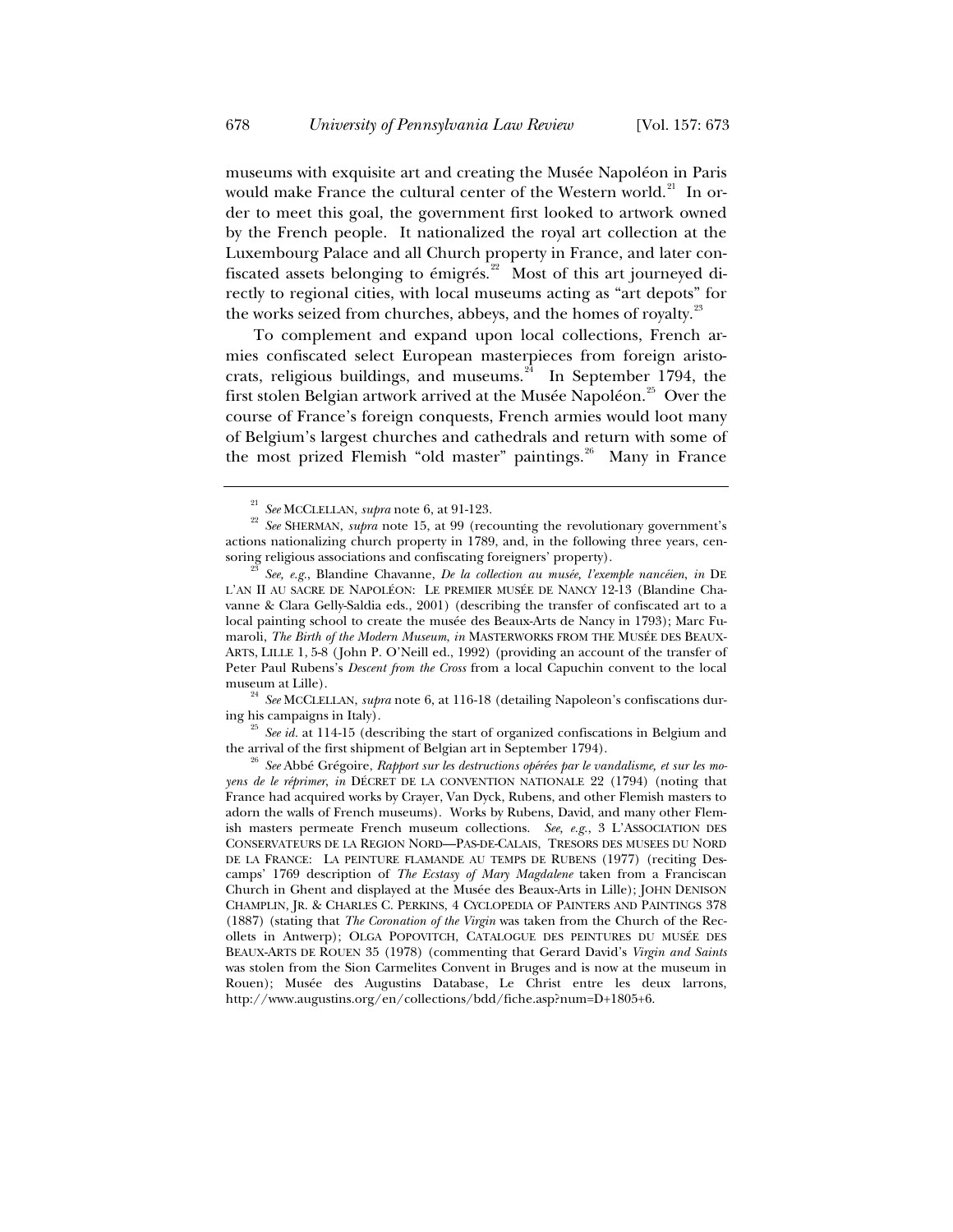museums with exquisite art and creating the Musée Napoléon in Paris would make France the cultural center of the Western world.[21] In order to meet this goal, the government first looked to artwork owned by the French people. It nationalized the royal art collection at the Luxembourg Palace and all Church property in France, and later confiscated assets belonging to émigrés.[22] Most of this art journeyed directly to regional cities, with local museums acting as "art depots" for the works seized from churches, abbeys, and the homes of royalty.[23]

To complement and expand upon local collections, French armies confiscated select European masterpieces from foreign aristocrats, religious buildings, and museums.[24] In September 1794, the first stolen Belgian artwork arrived at the Musée Napoléon.[25] Over the course of France's foreign conquests, French armies would loot many of Belgium's largest churches and cathedrals and return with some of the most prized Flemish "old master" paintings.[26] Many in France

---

[21] *See* MCCLELLAN, *supra* note 6, at 91-123.

[22] *See* SHERMAN, *supra* note 15, at 99 (recounting the revolutionary government's actions nationalizing church property in 1789, and, in the following three years, censoring religious associations and confiscating foreigners' property).

[23] *See, e.g.*, Blandine Chavanne, *De la collection au musée, l'exemple nancéien*, *in* DE L'AN II AU SACRE DE NAPOLÉON: LE PREMIER MUSÉE DE NANCY 12-13 (Blandine Chavanne & Clara Gelly-Saldia eds., 2001) (describing the transfer of confiscated art to a local painting school to create the musée des Beaux-Arts de Nancy in 1793); Marc Fumaroli, *The Birth of the Modern Museum*, *in* MASTERWORKS FROM THE MUSÉE DES BEAUX-ARTS, LILLE 1, 5-8 (John P. O'Neill ed., 1992) (providing an account of the transfer of Peter Paul Rubens's *Descent from the Cross* from a local Capuchin convent to the local museum at Lille).

[24] *See* MCCLELLAN, *supra* note 6, at 116-18 (detailing Napoleon's confiscations during his campaigns in Italy).

[25] *See id.* at 114-15 (describing the start of organized confiscations in Belgium and the arrival of the first shipment of Belgian art in September 1794).

[26] *See* Abbé Grégoire, *Rapport sur les destructions opérées par le vandalisme, et sur les moyens de le réprimer*, *in* DÉCRET DE LA CONVENTION NATIONALE 22 (1794) (noting that France had acquired works by Crayer, Van Dyck, Rubens, and other Flemish masters to adorn the walls of French museums). Works by Rubens, David, and many other Flemish masters permeate French museum collections. *See, e.g.*, 3 L'ASSOCIATION DES CONSERVATEURS DE LA REGION NORD—PAS-DE-CALAIS, TRESORS DES MUSEES DU NORD DE LA FRANCE: LA PEINTURE FLAMANDE AU TEMPS DE RUBENS (1977) (reciting Descamps' 1769 description of *The Ecstasy of Mary Magdalene* taken from a Franciscan Church in Ghent and displayed at the Musée des Beaux-Arts in Lille); JOHN DENISON CHAMPLIN, JR. & CHARLES C. PERKINS, 4 CYCLOPEDIA OF PAINTERS AND PAINTINGS 378 (1887) (stating that *The Coronation of the Virgin* was taken from the Church of the Recollets in Antwerp); OLGA POPOVITCH, CATALOGUE DES PEINTURES DU MUSÉE DES BEAUX-ARTS DE ROUEN 35 (1978) (commenting that Gerard David's *Virgin and Saints* was stolen from the Sion Carmelites Convent in Bruges and is now at the museum in Rouen); Musée des Augustins Database, Le Christ entre les deux larrons, http://www.augustins.org/en/collections/bdd/fiche.asp?num=D+1805+6.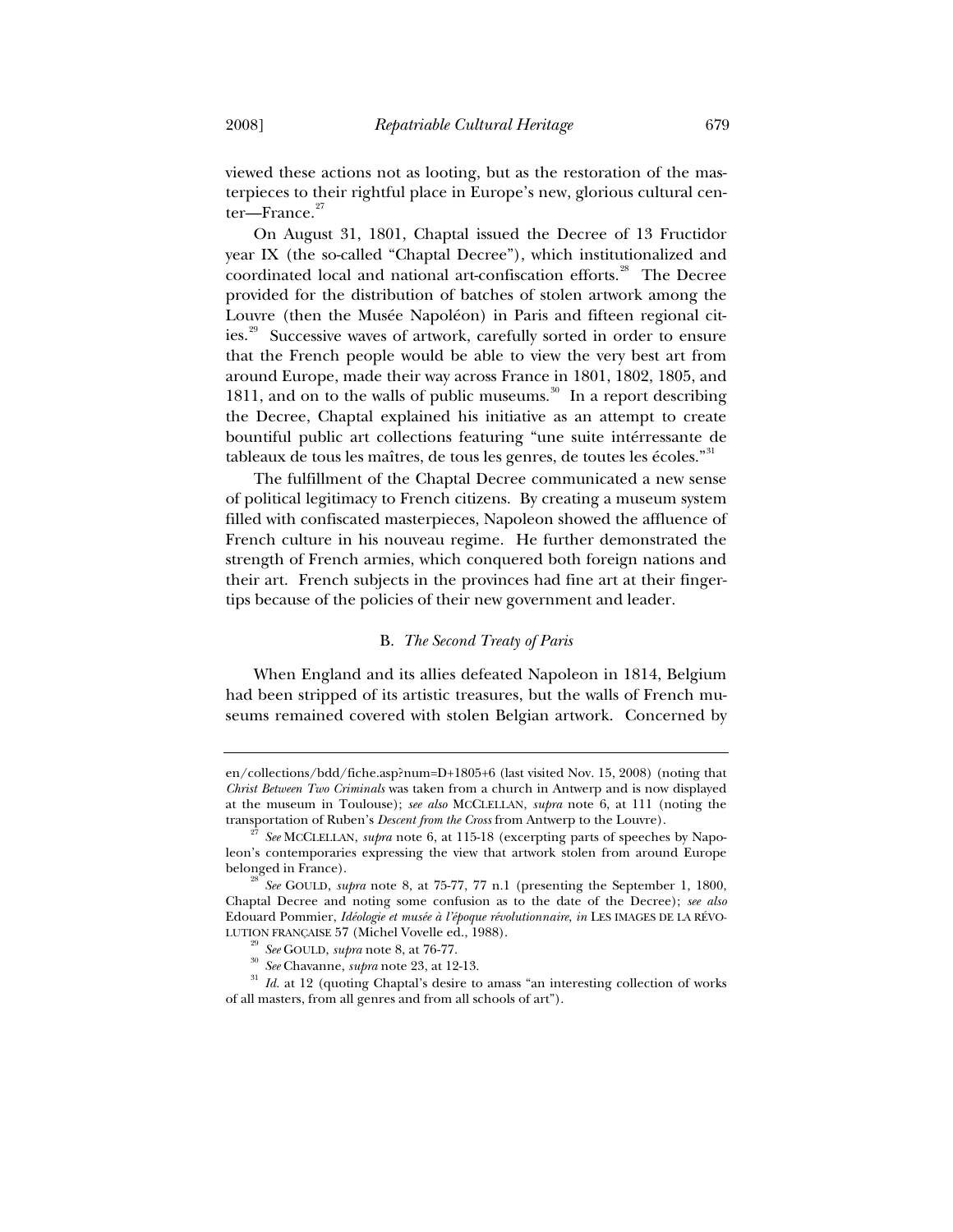viewed these actions not as looting, but as the restoration of the masterpieces to their rightful place in Europe's new, glorious cultural center—France.[27]

On August 31, 1801, Chaptal issued the Decree of 13 Fructidor year IX (the so-called "Chaptal Decree"), which institutionalized and coordinated local and national art-confiscation efforts.[28] The Decree provided for the distribution of batches of stolen artwork among the Louvre (then the Musée Napoléon) in Paris and fifteen regional cities.[29] Successive waves of artwork, carefully sorted in order to ensure that the French people would be able to view the very best art from around Europe, made their way across France in 1801, 1802, 1805, and 1811, and on to the walls of public museums.[30] In a report describing the Decree, Chaptal explained his initiative as an attempt to create bountiful public art collections featuring "une suite intérressante de tableaux de tous les maîtres, de tous les genres, de toutes les écoles."[31]

The fulfillment of the Chaptal Decree communicated a new sense of political legitimacy to French citizens. By creating a museum system filled with confiscated masterpieces, Napoleon showed the affluence of French culture in his nouveau regime. He further demonstrated the strength of French armies, which conquered both foreign nations and their art. French subjects in the provinces had fine art at their fingertips because of the policies of their new government and leader.

### B. *The Second Treaty of Paris*

When England and its allies defeated Napoleon in 1814, Belgium had been stripped of its artistic treasures, but the walls of French museums remained covered with stolen Belgian artwork. Concerned by

---

en/collections/bdd/fiche.asp?num=D+1805+6 (last visited Nov. 15, 2008) (noting that *Christ Between Two Criminals* was taken from a church in Antwerp and is now displayed at the museum in Toulouse); *see also* MCCLELLAN, *supra* note 6, at 111 (noting the transportation of Ruben's *Descent from the Cross* from Antwerp to the Louvre).

[27] *See* MCCLELLAN, *supra* note 6, at 115-18 (excerpting parts of speeches by Napoleon's contemporaries expressing the view that artwork stolen from around Europe belonged in France).

[28] *See* GOULD, *supra* note 8, at 75-77, 77 n.1 (presenting the September 1, 1800, Chaptal Decree and noting some confusion as to the date of the Decree); *see also* Edouard Pommier, *Idéologie et musée à l'époque révolutionnaire*, *in* LES IMAGES DE LA RÉVOLUTION FRANÇAISE 57 (Michel Vovelle ed., 1988).

[29] *See* GOULD, *supra* note 8, at 76-77.

[30] *See* Chavanne, *supra* note 23, at 12-13.

[31] *Id.* at 12 (quoting Chaptal's desire to amass "an interesting collection of works of all masters, from all genres and from all schools of art").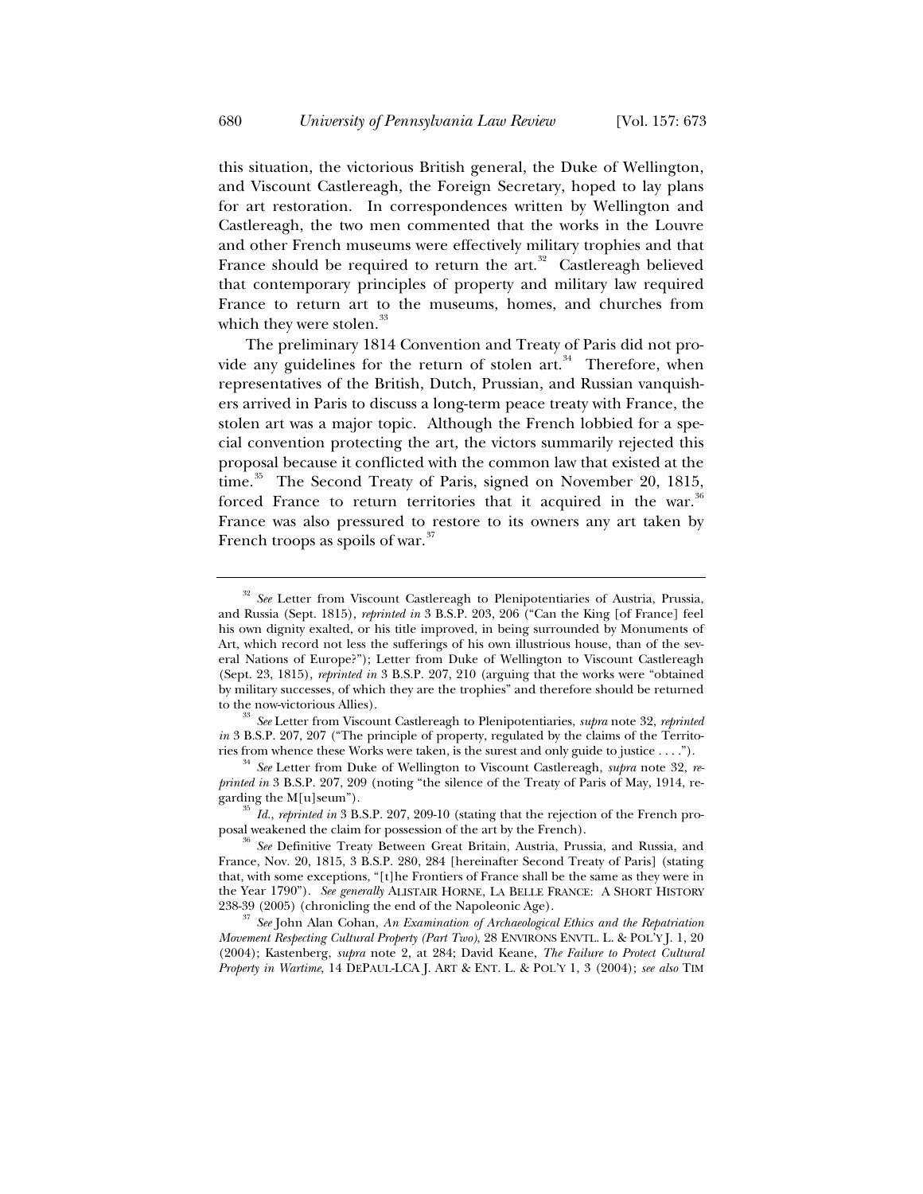this situation, the victorious British general, the Duke of Wellington, and Viscount Castlereagh, the Foreign Secretary, hoped to lay plans for art restoration. In correspondences written by Wellington and Castlereagh, the two men commented that the works in the Louvre and other French museums were effectively military trophies and that France should be required to return the art.[32] Castlereagh believed that contemporary principles of property and military law required France to return art to the museums, homes, and churches from which they were stolen.[33]

The preliminary 1814 Convention and Treaty of Paris did not provide any guidelines for the return of stolen art.[34] Therefore, when representatives of the British, Dutch, Prussian, and Russian vanquishers arrived in Paris to discuss a long-term peace treaty with France, the stolen art was a major topic. Although the French lobbied for a special convention protecting the art, the victors summarily rejected this proposal because it conflicted with the common law that existed at the time.[35] The Second Treaty of Paris, signed on November 20, 1815, forced France to return territories that it acquired in the war.[36] France was also pressured to restore to its owners any art taken by French troops as spoils of war.[37]

---

[32] *See* Letter from Viscount Castlereagh to Plenipotentiaries of Austria, Prussia, and Russia (Sept. 1815), *reprinted in* 3 B.S.P. 203, 206 ("Can the King [of France] feel his own dignity exalted, or his title improved, in being surrounded by Monuments of Art, which record not less the sufferings of his own illustrious house, than of the several Nations of Europe?"); Letter from Duke of Wellington to Viscount Castlereagh (Sept. 23, 1815), *reprinted in* 3 B.S.P. 207, 210 (arguing that the works were "obtained by military successes, of which they are the trophies" and therefore should be returned to the now-victorious Allies).

[33] *See* Letter from Viscount Castlereagh to Plenipotentiaries, *supra* note 32, *reprinted in* 3 B.S.P. 207, 207 ("The principle of property, regulated by the claims of the Territories from whence these Works were taken, is the surest and only guide to justice . . . .").

[34] *See* Letter from Duke of Wellington to Viscount Castlereagh, *supra* note 32, *reprinted in* 3 B.S.P. 207, 209 (noting "the silence of the Treaty of Paris of May, 1914, regarding the M[u]seum").

[35] *Id.*, *reprinted in* 3 B.S.P. 207, 209-10 (stating that the rejection of the French proposal weakened the claim for possession of the art by the French).

[36] *See* Definitive Treaty Between Great Britain, Austria, Prussia, and Russia, and France, Nov. 20, 1815, 3 B.S.P. 280, 284 [hereinafter Second Treaty of Paris] (stating that, with some exceptions, "[t]he Frontiers of France shall be the same as they were in the Year 1790"). *See generally* ALISTAIR HORNE, LA BELLE FRANCE: A SHORT HISTORY 238-39 (2005) (chronicling the end of the Napoleonic Age).

[37] *See* John Alan Cohan, *An Examination of Archaeological Ethics and the Repatriation Movement Respecting Cultural Property (Part Two)*, 28 ENVIRONS ENVTL. L. & POL'Y J. 1, 20 (2004); Kastenberg, *supra* note 2, at 284; David Keane, *The Failure to Protect Cultural Property in Wartime*, 14 DEPAUL-LCA J. ART & ENT. L. & POL'Y 1, 3 (2004); *see also* TIM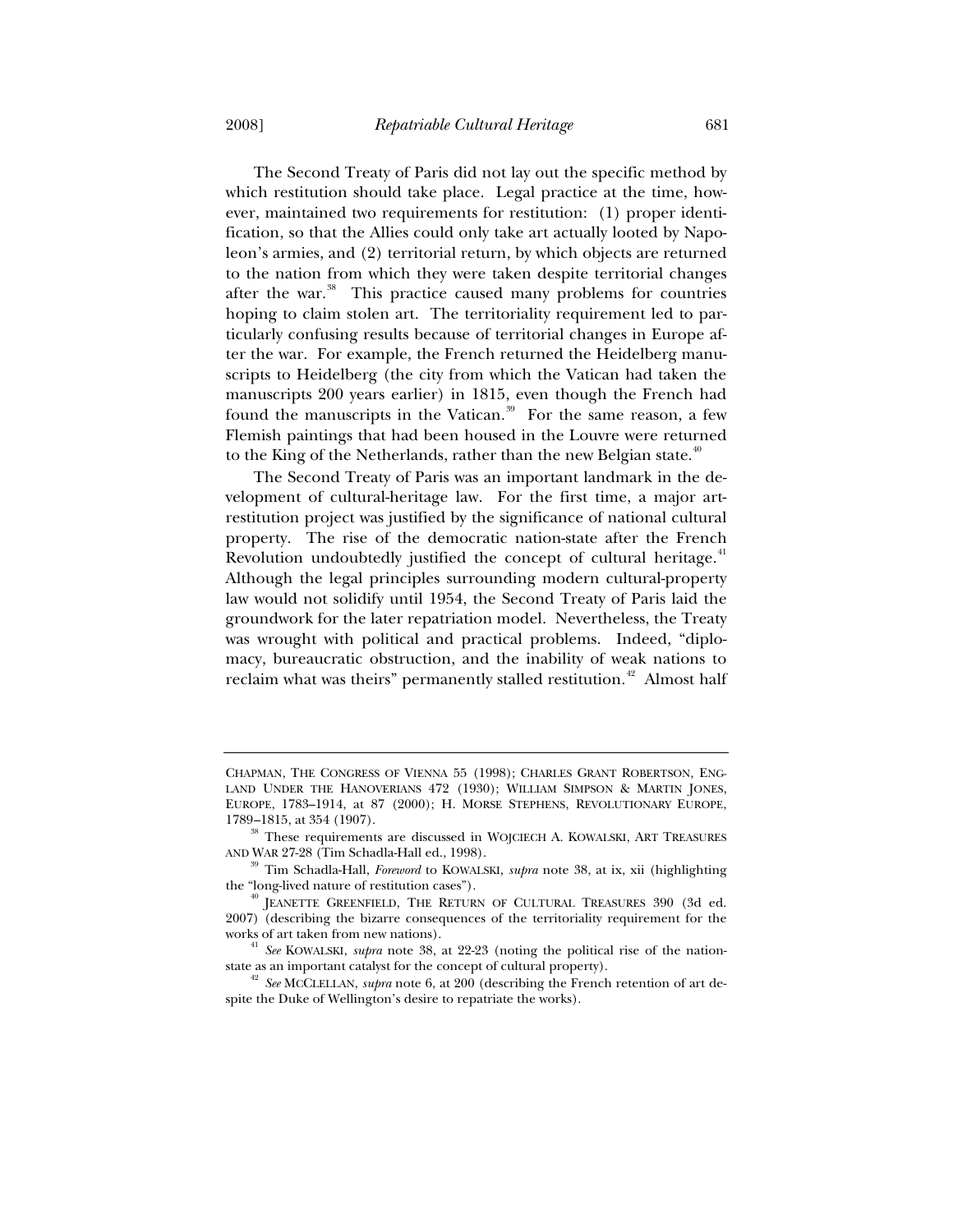The Second Treaty of Paris did not lay out the specific method by which restitution should take place. Legal practice at the time, however, maintained two requirements for restitution: (1) proper identification, so that the Allies could only take art actually looted by Napoleon's armies, and (2) territorial return, by which objects are returned to the nation from which they were taken despite territorial changes after the war.[38] This practice caused many problems for countries hoping to claim stolen art. The territoriality requirement led to particularly confusing results because of territorial changes in Europe after the war. For example, the French returned the Heidelberg manuscripts to Heidelberg (the city from which the Vatican had taken the manuscripts 200 years earlier) in 1815, even though the French had found the manuscripts in the Vatican.[39] For the same reason, a few Flemish paintings that had been housed in the Louvre were returned to the King of the Netherlands, rather than the new Belgian state.[40]

The Second Treaty of Paris was an important landmark in the development of cultural-heritage law. For the first time, a major art-restitution project was justified by the significance of national cultural property. The rise of the democratic nation-state after the French Revolution undoubtedly justified the concept of cultural heritage.[41] Although the legal principles surrounding modern cultural-property law would not solidify until 1954, the Second Treaty of Paris laid the groundwork for the later repatriation model. Nevertheless, the Treaty was wrought with political and practical problems. Indeed, "diplomacy, bureaucratic obstruction, and the inability of weak nations to reclaim what was theirs" permanently stalled restitution.[42] Almost half

---

CHAPMAN, THE CONGRESS OF VIENNA 55 (1998); CHARLES GRANT ROBERTSON, ENGLAND UNDER THE HANOVERIANS 472 (1930); WILLIAM SIMPSON & MARTIN JONES, EUROPE, 1783–1914, at 87 (2000); H. MORSE STEPHENS, REVOLUTIONARY EUROPE, 1789–1815, at 354 (1907).

[38] These requirements are discussed in WOJCIECH A. KOWALSKI, ART TREASURES AND WAR 27-28 (Tim Schadla-Hall ed., 1998).

[39] Tim Schadla-Hall, *Foreword* to KOWALSKI, *supra* note 38, at ix, xii (highlighting the "long-lived nature of restitution cases").

[40] JEANETTE GREENFIELD, THE RETURN OF CULTURAL TREASURES 390 (3d ed. 2007) (describing the bizarre consequences of the territoriality requirement for the works of art taken from new nations).

[41] *See* KOWALSKI, *supra* note 38, at 22-23 (noting the political rise of the nation-state as an important catalyst for the concept of cultural property).

[42] *See* MCCLELLAN, *supra* note 6, at 200 (describing the French retention of art despite the Duke of Wellington's desire to repatriate the works).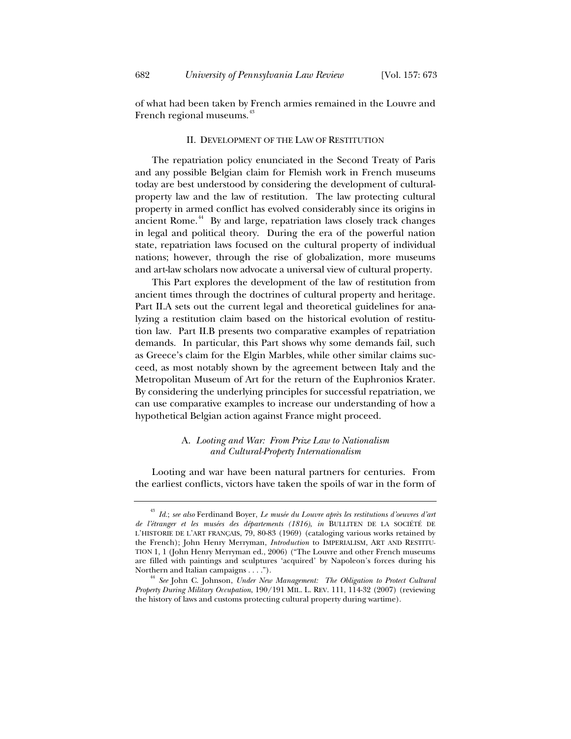of what had been taken by French armies remained in the Louvre and French regional museums.[43]

## II. Development of the Law of Restitution

The repatriation policy enunciated in the Second Treaty of Paris and any possible Belgian claim for Flemish work in French museums today are best understood by considering the development of cultural-property law and the law of restitution. The law protecting cultural property in armed conflict has evolved considerably since its origins in ancient Rome.[44] By and large, repatriation laws closely track changes in legal and political theory. During the era of the powerful nation state, repatriation laws focused on the cultural property of individual nations; however, through the rise of globalization, more museums and art-law scholars now advocate a universal view of cultural property.

This Part explores the development of the law of restitution from ancient times through the doctrines of cultural property and heritage. Part II.A sets out the current legal and theoretical guidelines for analyzing a restitution claim based on the historical evolution of restitution law. Part II.B presents two comparative examples of repatriation demands. In particular, this Part shows why some demands fail, such as Greece's claim for the Elgin Marbles, while other similar claims succeed, as most notably shown by the agreement between Italy and the Metropolitan Museum of Art for the return of the Euphronios Krater. By considering the underlying principles for successful repatriation, we can use comparative examples to increase our understanding of how a hypothetical Belgian action against France might proceed.

### A. *Looting and War: From Prize Law to Nationalism and Cultural-Property Internationalism*

Looting and war have been natural partners for centuries. From the earliest conflicts, victors have taken the spoils of war in the form of

---

[43] *Id.*; *see also* Ferdinand Boyer, *Le musée du Louvre après les restitutions d'oeuvres d'art de l'étranger et les musées des départements (1816)*, *in* BULLITEN DE LA SOCIÉTÉ DE L'HISTORIE DE L'ART FRANÇAIS, 79, 80-83 (1969) (cataloging various works retained by the French); John Henry Merryman, *Introduction* to IMPERIALISM, ART AND RESTITUTION 1, 1 (John Henry Merryman ed., 2006) ("The Louvre and other French museums are filled with paintings and sculptures 'acquired' by Napoleon's forces during his Northern and Italian campaigns . . . .").

[44] *See* John C. Johnson, *Under New Management: The Obligation to Protect Cultural Property During Military Occupation*, 190/191 MIL. L. REV. 111, 114-32 (2007) (reviewing the history of laws and customs protecting cultural property during wartime).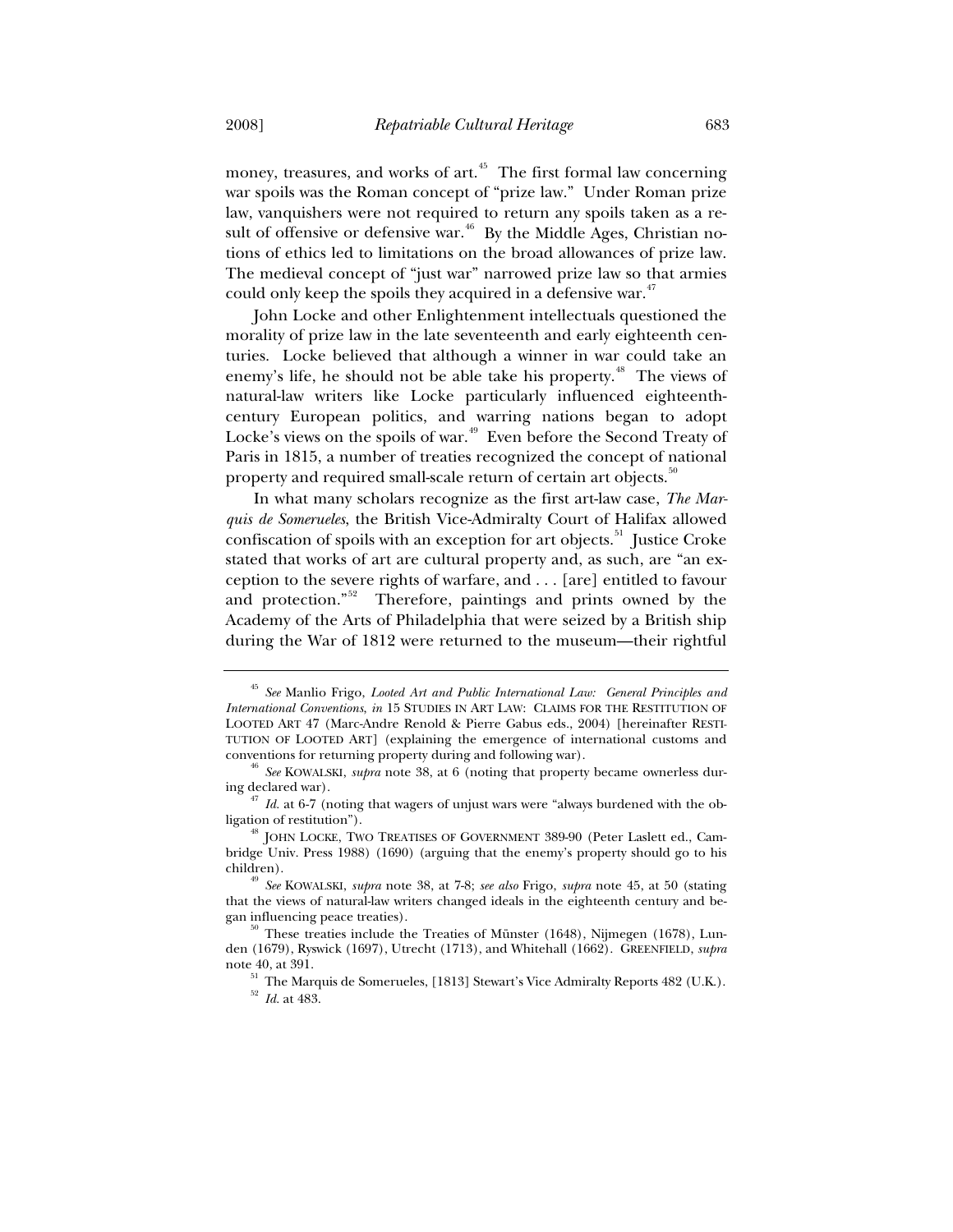money, treasures, and works of art.[45] The first formal law concerning war spoils was the Roman concept of "prize law." Under Roman prize law, vanquishers were not required to return any spoils taken as a result of offensive or defensive war.[46] By the Middle Ages, Christian notions of ethics led to limitations on the broad allowances of prize law. The medieval concept of "just war" narrowed prize law so that armies could only keep the spoils they acquired in a defensive war.[47]

John Locke and other Enlightenment intellectuals questioned the morality of prize law in the late seventeenth and early eighteenth centuries. Locke believed that although a winner in war could take an enemy's life, he should not be able take his property.[48] The views of natural-law writers like Locke particularly influenced eighteenth-century European politics, and warring nations began to adopt Locke's views on the spoils of war.[49] Even before the Second Treaty of Paris in 1815, a number of treaties recognized the concept of national property and required small-scale return of certain art objects.[50]

In what many scholars recognize as the first art-law case, *The Marquis de Somerueles*, the British Vice-Admiralty Court of Halifax allowed confiscation of spoils with an exception for art objects.[51] Justice Croke stated that works of art are cultural property and, as such, are "an exception to the severe rights of warfare, and . . . [are] entitled to favour and protection."[52] Therefore, paintings and prints owned by the Academy of the Arts of Philadelphia that were seized by a British ship during the War of 1812 were returned to the museum—their rightful

---

[45] *See* Manlio Frigo, *Looted Art and Public International Law: General Principles and International Conventions*, *in* 15 STUDIES IN ART LAW: CLAIMS FOR THE RESTITUTION OF LOOTED ART 47 (Marc-Andre Renold & Pierre Gabus eds., 2004) [hereinafter RESTITUTION OF LOOTED ART] (explaining the emergence of international customs and conventions for returning property during and following war).

[46] *See* KOWALSKI, *supra* note 38, at 6 (noting that property became ownerless during declared war).

[47] *Id.* at 6-7 (noting that wagers of unjust wars were "always burdened with the obligation of restitution").

[48] JOHN LOCKE, TWO TREATISES OF GOVERNMENT 389-90 (Peter Laslett ed., Cambridge Univ. Press 1988) (1690) (arguing that the enemy's property should go to his children).

[49] *See* KOWALSKI, *supra* note 38, at 7-8; *see also* Frigo, *supra* note 45, at 50 (stating that the views of natural-law writers changed ideals in the eighteenth century and began influencing peace treaties).

[50] These treaties include the Treaties of Münster (1648), Nijmegen (1678), Lunden (1679), Ryswick (1697), Utrecht (1713), and Whitehall (1662). GREENFIELD, *supra* note 40, at 391.

[51] The Marquis de Somerueles, [1813] Stewart's Vice Admiralty Reports 482 (U.K.).

[52] *Id.* at 483.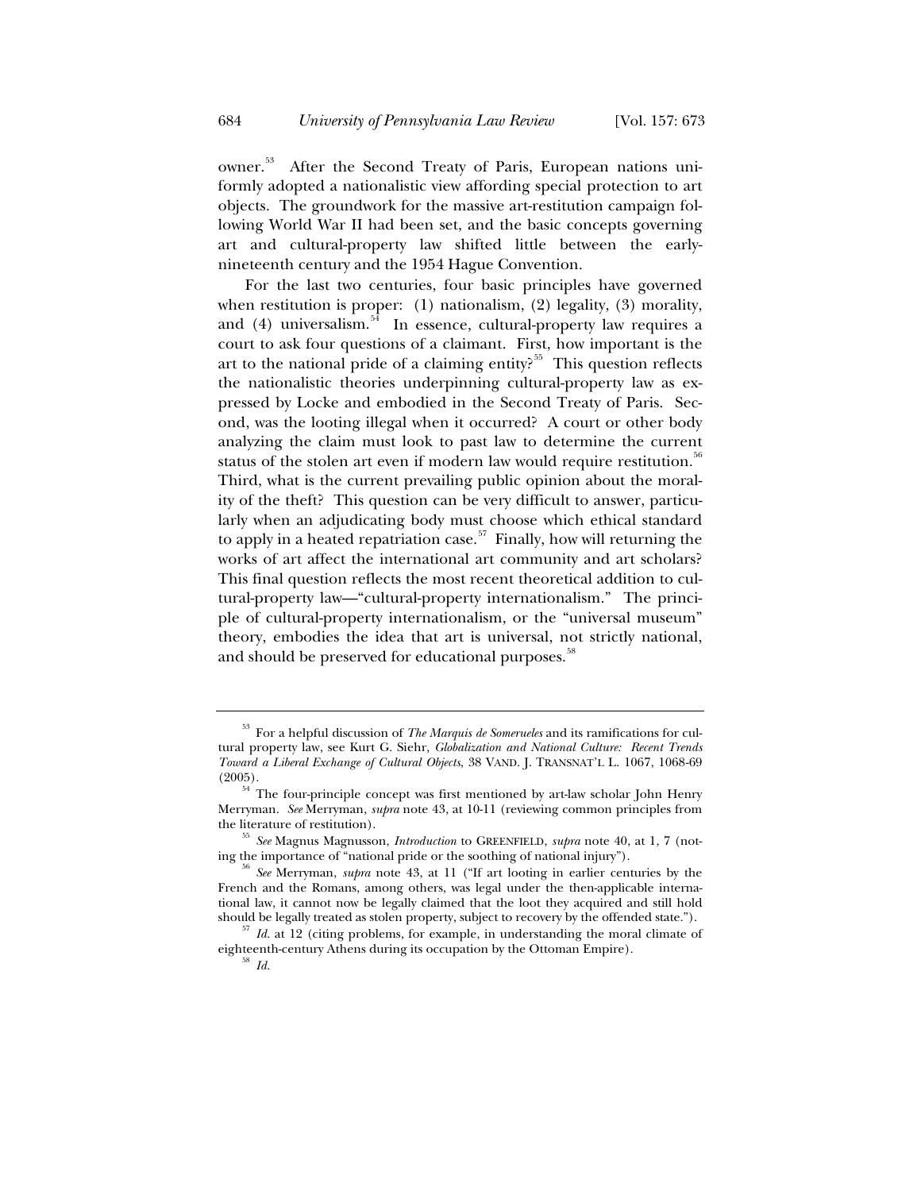owner.[53] After the Second Treaty of Paris, European nations uniformly adopted a nationalistic view affording special protection to art objects. The groundwork for the massive art-restitution campaign following World War II had been set, and the basic concepts governing art and cultural-property law shifted little between the early-nineteenth century and the 1954 Hague Convention.

For the last two centuries, four basic principles have governed when restitution is proper: (1) nationalism, (2) legality, (3) morality, and (4) universalism.[54] In essence, cultural-property law requires a court to ask four questions of a claimant. First, how important is the art to the national pride of a claiming entity?[55] This question reflects the nationalistic theories underpinning cultural-property law as expressed by Locke and embodied in the Second Treaty of Paris. Second, was the looting illegal when it occurred? A court or other body analyzing the claim must look to past law to determine the current status of the stolen art even if modern law would require restitution.[56] Third, what is the current prevailing public opinion about the morality of the theft? This question can be very difficult to answer, particularly when an adjudicating body must choose which ethical standard to apply in a heated repatriation case.[57] Finally, how will returning the works of art affect the international art community and art scholars? This final question reflects the most recent theoretical addition to cultural-property law—"cultural-property internationalism." The principle of cultural-property internationalism, or the "universal museum" theory, embodies the idea that art is universal, not strictly national, and should be preserved for educational purposes.[58]

---

[53] For a helpful discussion of *The Marquis de Somerueles* and its ramifications for cultural property law, see Kurt G. Siehr, *Globalization and National Culture: Recent Trends Toward a Liberal Exchange of Cultural Objects*, 38 VAND. J. TRANSNAT'L L. 1067, 1068-69 (2005).

[54] The four-principle concept was first mentioned by art-law scholar John Henry Merryman. *See* Merryman, *supra* note 43, at 10-11 (reviewing common principles from the literature of restitution).

[55] *See* Magnus Magnusson, *Introduction* to GREENFIELD, *supra* note 40, at 1, 7 (noting the importance of "national pride or the soothing of national injury").

[56] *See* Merryman, *supra* note 43, at 11 ("If art looting in earlier centuries by the French and the Romans, among others, was legal under the then-applicable international law, it cannot now be legally claimed that the loot they acquired and still hold should be legally treated as stolen property, subject to recovery by the offended state.").

[57] *Id.* at 12 (citing problems, for example, in understanding the moral climate of eighteenth-century Athens during its occupation by the Ottoman Empire).

[58] *Id.*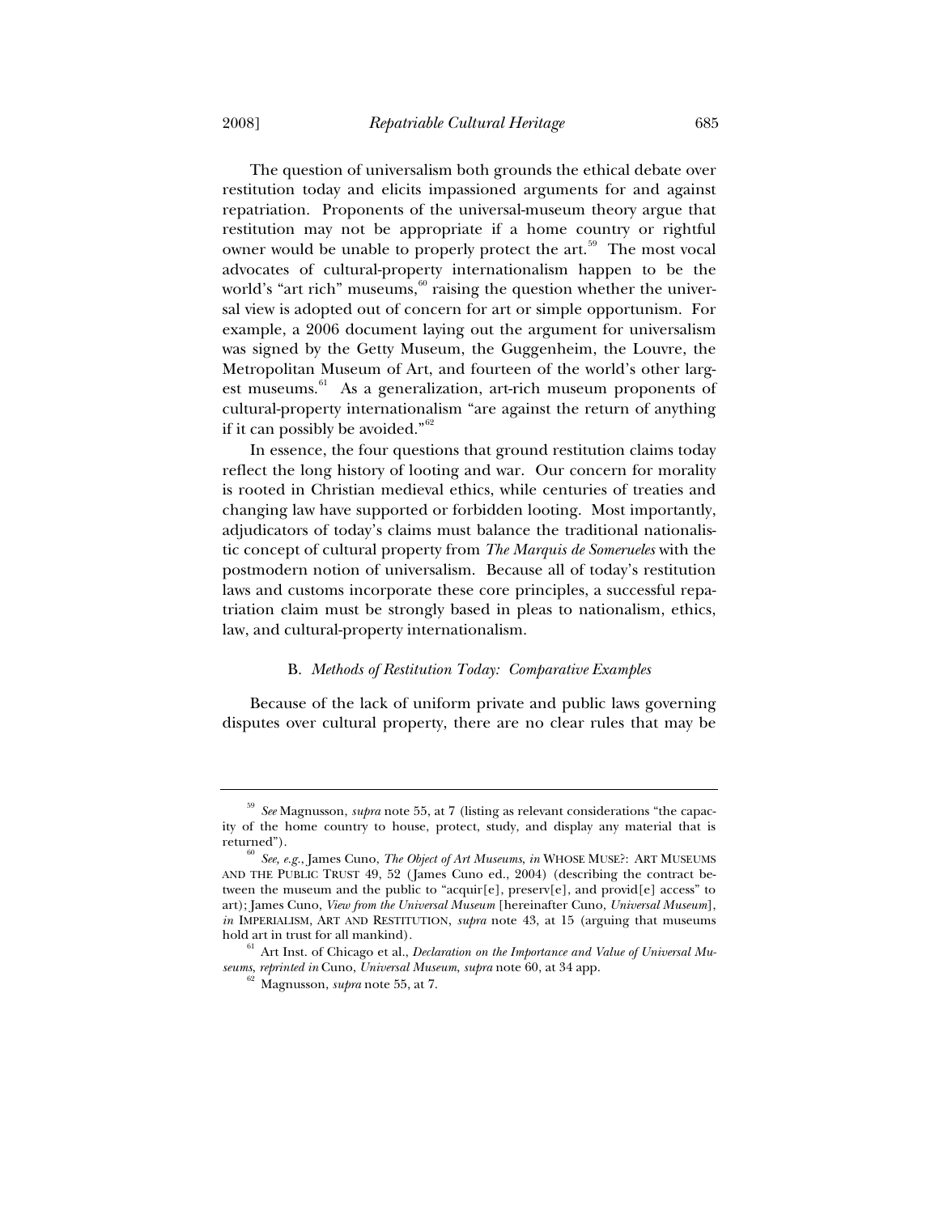The question of universalism both grounds the ethical debate over restitution today and elicits impassioned arguments for and against repatriation. Proponents of the universal-museum theory argue that restitution may not be appropriate if a home country or rightful owner would be unable to properly protect the art.[59] The most vocal advocates of cultural-property internationalism happen to be the world's "art rich" museums,[60] raising the question whether the universal view is adopted out of concern for art or simple opportunism. For example, a 2006 document laying out the argument for universalism was signed by the Getty Museum, the Guggenheim, the Louvre, the Metropolitan Museum of Art, and fourteen of the world's other largest museums.[61] As a generalization, art-rich museum proponents of cultural-property internationalism "are against the return of anything if it can possibly be avoided."[62]

In essence, the four questions that ground restitution claims today reflect the long history of looting and war. Our concern for morality is rooted in Christian medieval ethics, while centuries of treaties and changing law have supported or forbidden looting. Most importantly, adjudicators of today's claims must balance the traditional nationalistic concept of cultural property from *The Marquis de Somerueles* with the postmodern notion of universalism. Because all of today's restitution laws and customs incorporate these core principles, a successful repatriation claim must be strongly based in pleas to nationalism, ethics, law, and cultural-property internationalism.

### B. *Methods of Restitution Today: Comparative Examples*

Because of the lack of uniform private and public laws governing disputes over cultural property, there are no clear rules that may be

---

[59] *See* Magnusson, *supra* note 55, at 7 (listing as relevant considerations "the capacity of the home country to house, protect, study, and display any material that is returned").

[60] *See, e.g.*, James Cuno, *The Object of Art Museums*, *in* WHOSE MUSE?: ART MUSEUMS AND THE PUBLIC TRUST 49, 52 (James Cuno ed., 2004) (describing the contract between the museum and the public to "acquir[e], preserv[e], and provid[e] access" to art); James Cuno, *View from the Universal Museum* [hereinafter Cuno, *Universal Museum*], *in* IMPERIALISM, ART AND RESTITUTION, *supra* note 43, at 15 (arguing that museums hold art in trust for all mankind).

[61] Art Inst. of Chicago et al., *Declaration on the Importance and Value of Universal Museums*, *reprinted in* Cuno, *Universal Museum*, *supra* note 60, at 34 app.

[62] Magnusson, *supra* note 55, at 7.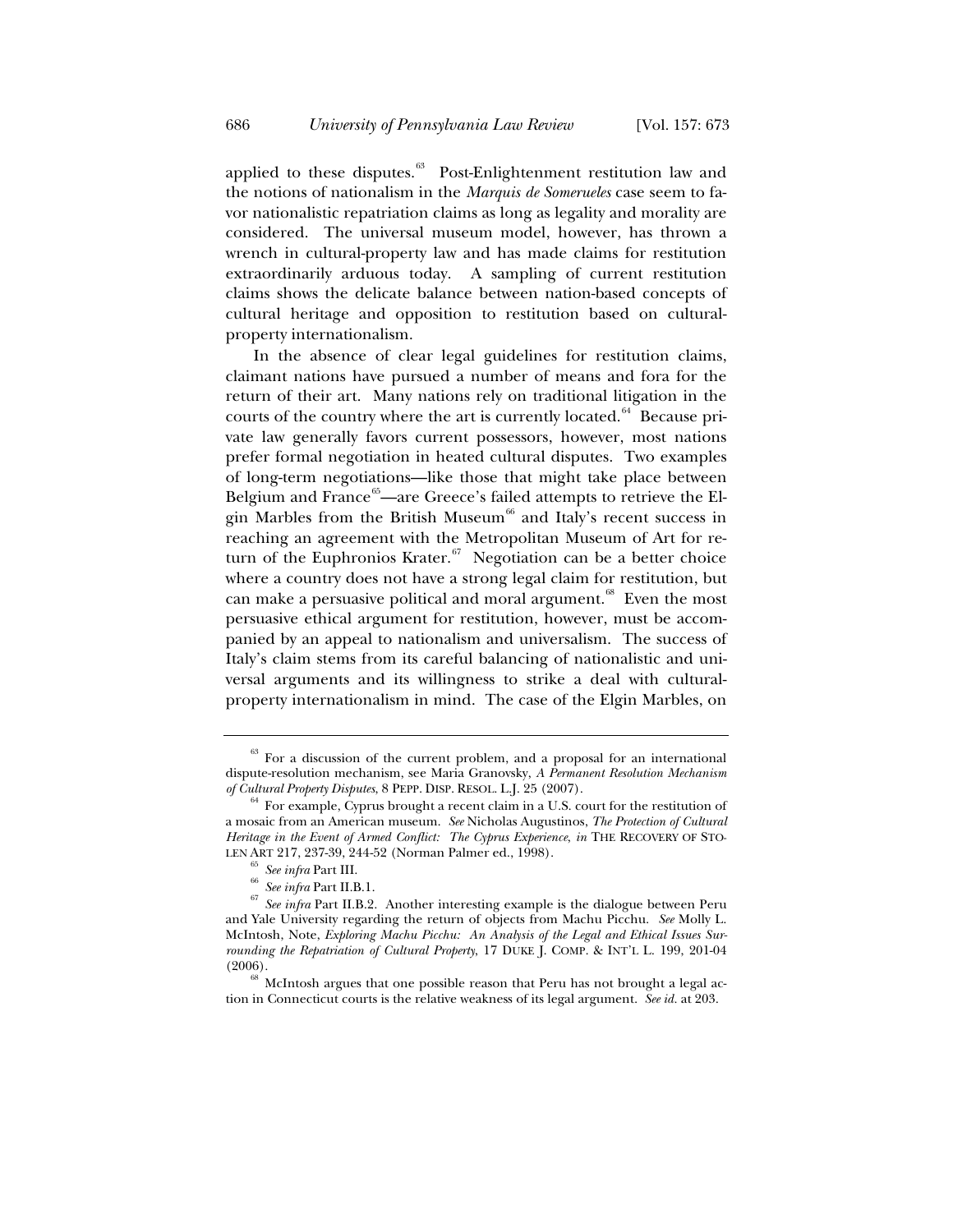applied to these disputes.[63] Post-Enlightenment restitution law and the notions of nationalism in the *Marquis de Somerueles* case seem to favor nationalistic repatriation claims as long as legality and morality are considered. The universal museum model, however, has thrown a wrench in cultural-property law and has made claims for restitution extraordinarily arduous today. A sampling of current restitution claims shows the delicate balance between nation-based concepts of cultural heritage and opposition to restitution based on cultural-property internationalism.

In the absence of clear legal guidelines for restitution claims, claimant nations have pursued a number of means and fora for the return of their art. Many nations rely on traditional litigation in the courts of the country where the art is currently located.[64] Because private law generally favors current possessors, however, most nations prefer formal negotiation in heated cultural disputes. Two examples of long-term negotiations—like those that might take place between Belgium and France[65]—are Greece's failed attempts to retrieve the Elgin Marbles from the British Museum[66] and Italy's recent success in reaching an agreement with the Metropolitan Museum of Art for return of the Euphronios Krater.[67] Negotiation can be a better choice where a country does not have a strong legal claim for restitution, but can make a persuasive political and moral argument.[68] Even the most persuasive ethical argument for restitution, however, must be accompanied by an appeal to nationalism and universalism. The success of Italy's claim stems from its careful balancing of nationalistic and universal arguments and its willingness to strike a deal with cultural-property internationalism in mind. The case of the Elgin Marbles, on

---

[63] For a discussion of the current problem, and a proposal for an international dispute-resolution mechanism, see Maria Granovsky, *A Permanent Resolution Mechanism of Cultural Property Disputes*, 8 PEPP. DISP. RESOL. L.J. 25 (2007).

[64] For example, Cyprus brought a recent claim in a U.S. court for the restitution of a mosaic from an American museum. *See* Nicholas Augustinos, *The Protection of Cultural Heritage in the Event of Armed Conflict: The Cyprus Experience*, *in* THE RECOVERY OF STOLEN ART 217, 237-39, 244-52 (Norman Palmer ed., 1998).

[65] *See infra* Part III.

[66] *See infra* Part II.B.1.

[67] *See infra* Part II.B.2. Another interesting example is the dialogue between Peru and Yale University regarding the return of objects from Machu Picchu. *See* Molly L. McIntosh, Note, *Exploring Machu Picchu: An Analysis of the Legal and Ethical Issues Surrounding the Repatriation of Cultural Property*, 17 DUKE J. COMP. & INT'L L. 199, 201-04 (2006).

[68] McIntosh argues that one possible reason that Peru has not brought a legal action in Connecticut courts is the relative weakness of its legal argument. *See id.* at 203.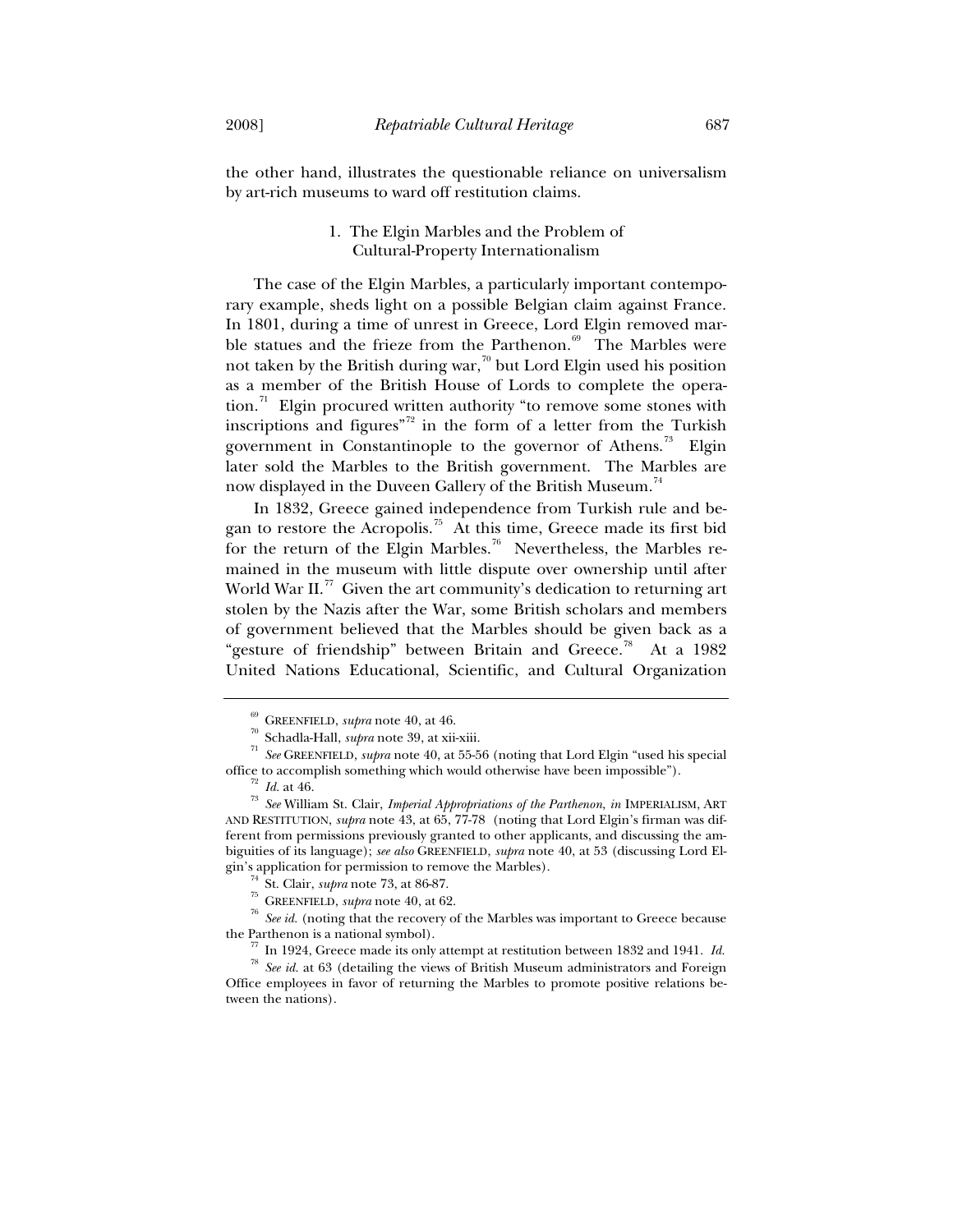the other hand, illustrates the questionable reliance on universalism by art-rich museums to ward off restitution claims.

### 1. The Elgin Marbles and the Problem of Cultural-Property Internationalism

The case of the Elgin Marbles, a particularly important contemporary example, sheds light on a possible Belgian claim against France. In 1801, during a time of unrest in Greece, Lord Elgin removed marble statues and the frieze from the Parthenon.[69] The Marbles were not taken by the British during war,[70] but Lord Elgin used his position as a member of the British House of Lords to complete the operation.[71] Elgin procured written authority "to remove some stones with inscriptions and figures"[72] in the form of a letter from the Turkish government in Constantinople to the governor of Athens.[73] Elgin later sold the Marbles to the British government. The Marbles are now displayed in the Duveen Gallery of the British Museum.[74]

In 1832, Greece gained independence from Turkish rule and began to restore the Acropolis.[75] At this time, Greece made its first bid for the return of the Elgin Marbles.[76] Nevertheless, the Marbles remained in the museum with little dispute over ownership until after World War II.[77] Given the art community's dedication to returning art stolen by the Nazis after the War, some British scholars and members of government believed that the Marbles should be given back as a "gesture of friendship" between Britain and Greece.[78] At a 1982 United Nations Educational, Scientific, and Cultural Organization

---

[69] GREENFIELD, *supra* note 40, at 46.

[70] Schadla-Hall, *supra* note 39, at xii-xiii.

[71] *See* GREENFIELD, *supra* note 40, at 55-56 (noting that Lord Elgin "used his special office to accomplish something which would otherwise have been impossible").

[72] *Id.* at 46.

[73] *See* William St. Clair, *Imperial Appropriations of the Parthenon*, *in* IMPERIALISM, ART AND RESTITUTION, *supra* note 43, at 65, 77-78 (noting that Lord Elgin's firman was different from permissions previously granted to other applicants, and discussing the ambiguities of its language); *see also* GREENFIELD, *supra* note 40, at 53 (discussing Lord Elgin's application for permission to remove the Marbles).

[74] St. Clair, *supra* note 73, at 86-87.

[75] GREENFIELD, *supra* note 40, at 62.

[76] *See id.* (noting that the recovery of the Marbles was important to Greece because the Parthenon is a national symbol).

[77] In 1924, Greece made its only attempt at restitution between 1832 and 1941. *Id.*

[78] *See id.* at 63 (detailing the views of British Museum administrators and Foreign Office employees in favor of returning the Marbles to promote positive relations between the nations).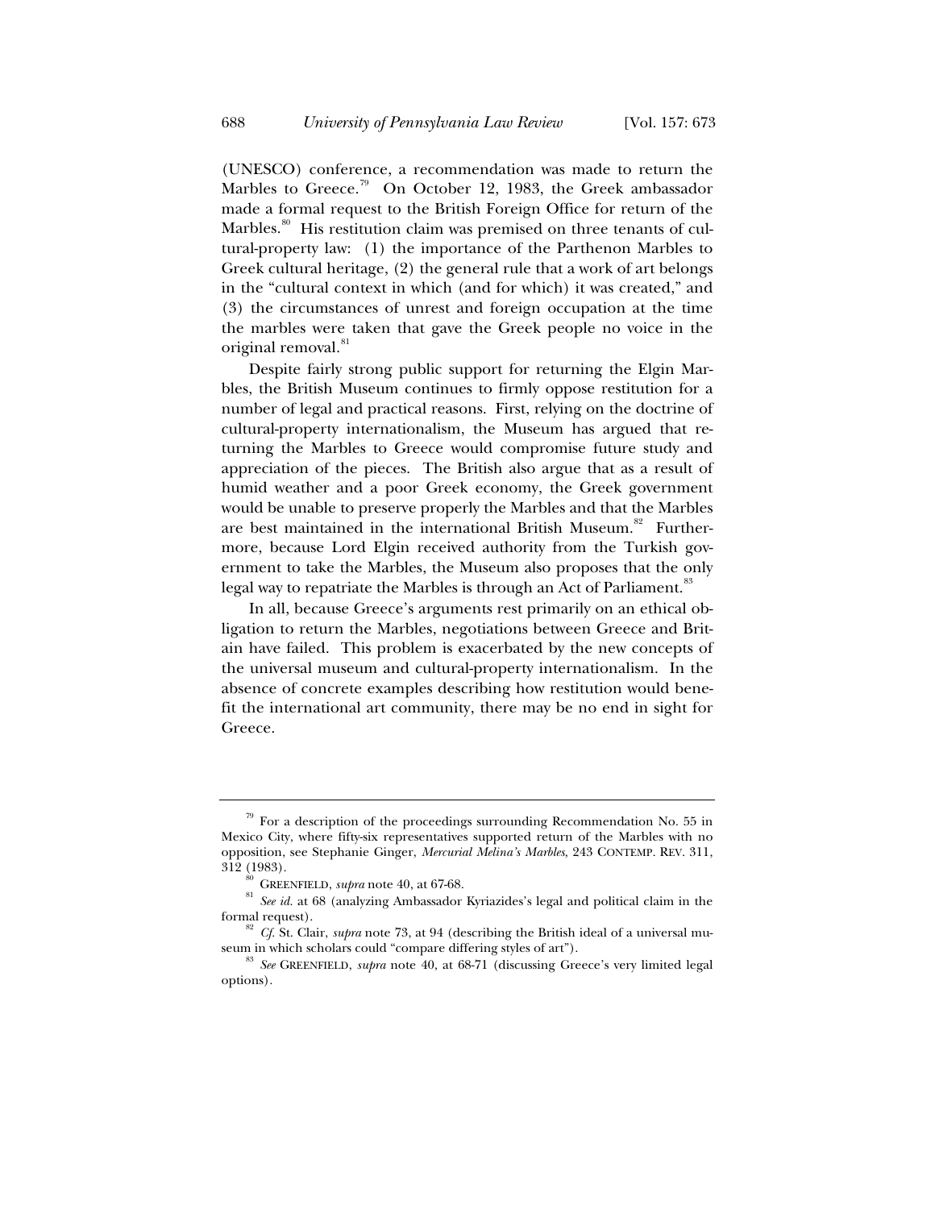(UNESCO) conference, a recommendation was made to return the Marbles to Greece.[79] On October 12, 1983, the Greek ambassador made a formal request to the British Foreign Office for return of the Marbles.[80] His restitution claim was premised on three tenants of cultural-property law: (1) the importance of the Parthenon Marbles to Greek cultural heritage, (2) the general rule that a work of art belongs in the "cultural context in which (and for which) it was created," and (3) the circumstances of unrest and foreign occupation at the time the marbles were taken that gave the Greek people no voice in the original removal.[81]

Despite fairly strong public support for returning the Elgin Marbles, the British Museum continues to firmly oppose restitution for a number of legal and practical reasons. First, relying on the doctrine of cultural-property internationalism, the Museum has argued that returning the Marbles to Greece would compromise future study and appreciation of the pieces. The British also argue that as a result of humid weather and a poor Greek economy, the Greek government would be unable to preserve properly the Marbles and that the Marbles are best maintained in the international British Museum.[82] Furthermore, because Lord Elgin received authority from the Turkish government to take the Marbles, the Museum also proposes that the only legal way to repatriate the Marbles is through an Act of Parliament.[83]

In all, because Greece's arguments rest primarily on an ethical obligation to return the Marbles, negotiations between Greece and Britain have failed. This problem is exacerbated by the new concepts of the universal museum and cultural-property internationalism. In the absence of concrete examples describing how restitution would benefit the international art community, there may be no end in sight for Greece.

---

[79] For a description of the proceedings surrounding Recommendation No. 55 in Mexico City, where fifty-six representatives supported return of the Marbles with no opposition, see Stephanie Ginger, *Mercurial Melina's Marbles*, 243 CONTEMP. REV. 311, 312 (1983).

[80] GREENFIELD, *supra* note 40, at 67-68.

[81] *See id.* at 68 (analyzing Ambassador Kyriazides's legal and political claim in the formal request).

[82] *Cf.* St. Clair, *supra* note 73, at 94 (describing the British ideal of a universal museum in which scholars could "compare differing styles of art").

[83] *See* GREENFIELD, *supra* note 40, at 68-71 (discussing Greece's very limited legal options).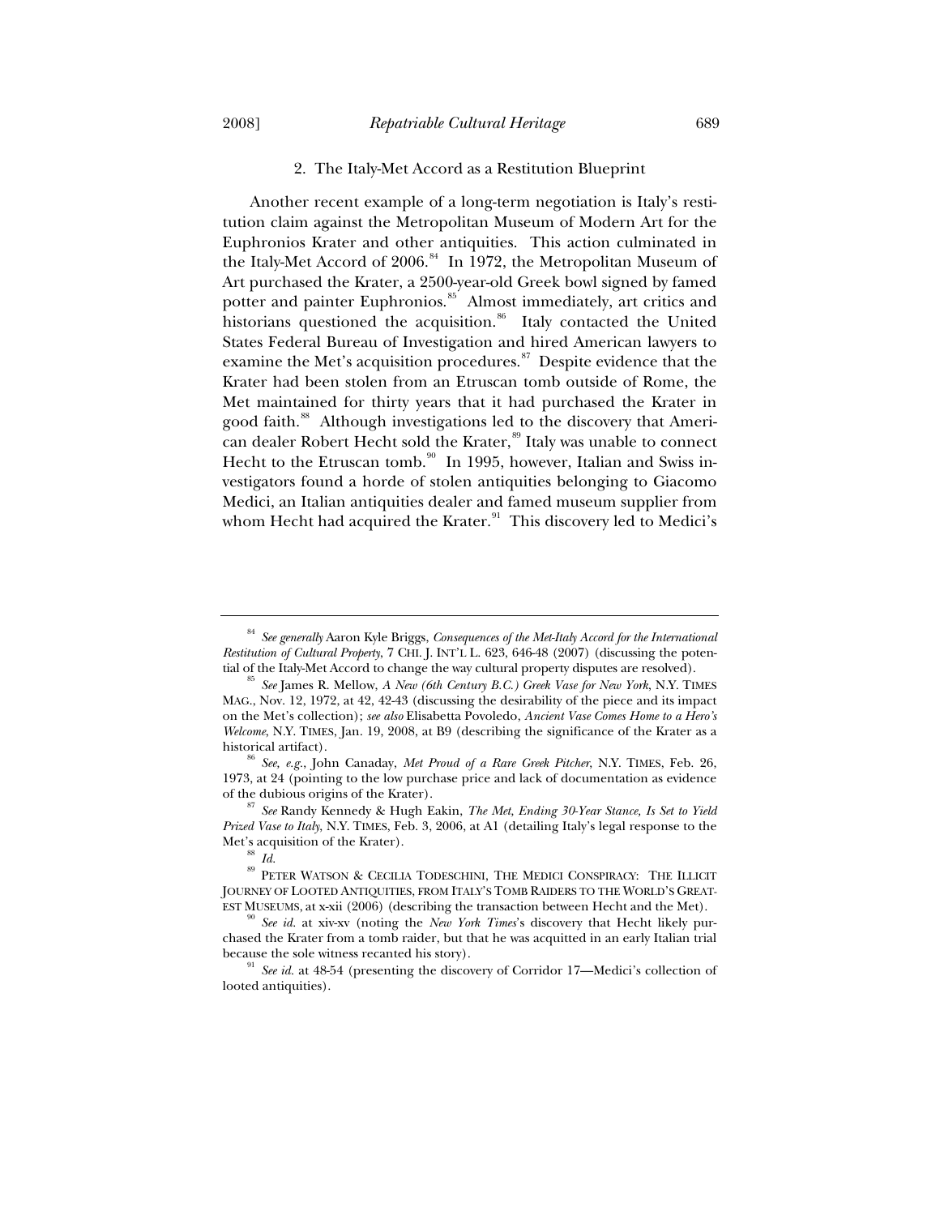### 2. The Italy-Met Accord as a Restitution Blueprint

Another recent example of a long-term negotiation is Italy's restitution claim against the Metropolitan Museum of Modern Art for the Euphronios Krater and other antiquities. This action culminated in the Italy-Met Accord of 2006.[84] In 1972, the Metropolitan Museum of Art purchased the Krater, a 2500-year-old Greek bowl signed by famed potter and painter Euphronios.[85] Almost immediately, art critics and historians questioned the acquisition.[86] Italy contacted the United States Federal Bureau of Investigation and hired American lawyers to examine the Met's acquisition procedures.[87] Despite evidence that the Krater had been stolen from an Etruscan tomb outside of Rome, the Met maintained for thirty years that it had purchased the Krater in good faith.[88] Although investigations led to the discovery that American dealer Robert Hecht sold the Krater,[89] Italy was unable to connect Hecht to the Etruscan tomb.[90] In 1995, however, Italian and Swiss investigators found a horde of stolen antiquities belonging to Giacomo Medici, an Italian antiquities dealer and famed museum supplier from whom Hecht had acquired the Krater.[91] This discovery led to Medici's

---

[84] *See generally* Aaron Kyle Briggs, *Consequences of the Met-Italy Accord for the International Restitution of Cultural Property*, 7 CHI. J. INT'L L. 623, 646-48 (2007) (discussing the potential of the Italy-Met Accord to change the way cultural property disputes are resolved).

[85] *See* James R. Mellow, *A New (6th Century B.C.) Greek Vase for New York*, N.Y. TIMES MAG., Nov. 12, 1972, at 42, 42-43 (discussing the desirability of the piece and its impact on the Met's collection); *see also* Elisabetta Povoledo, *Ancient Vase Comes Home to a Hero's Welcome*, N.Y. TIMES, Jan. 19, 2008, at B9 (describing the significance of the Krater as a historical artifact).

[86] *See, e.g.*, John Canaday, *Met Proud of a Rare Greek Pitcher*, N.Y. TIMES, Feb. 26, 1973, at 24 (pointing to the low purchase price and lack of documentation as evidence of the dubious origins of the Krater).

[87] *See* Randy Kennedy & Hugh Eakin, *The Met, Ending 30-Year Stance, Is Set to Yield Prized Vase to Italy*, N.Y. TIMES, Feb. 3, 2006, at A1 (detailing Italy's legal response to the Met's acquisition of the Krater).

[88] *Id.*

[89] PETER WATSON & CECILIA TODESCHINI, THE MEDICI CONSPIRACY: THE ILLICIT JOURNEY OF LOOTED ANTIQUITIES, FROM ITALY'S TOMB RAIDERS TO THE WORLD'S GREATEST MUSEUMS, at x-xii (2006) (describing the transaction between Hecht and the Met).

[90] *See id.* at xiv-xv (noting the *New York Times*'s discovery that Hecht likely purchased the Krater from a tomb raider, but that he was acquitted in an early Italian trial because the sole witness recanted his story).

[91] *See id.* at 48-54 (presenting the discovery of Corridor 17—Medici's collection of looted antiquities).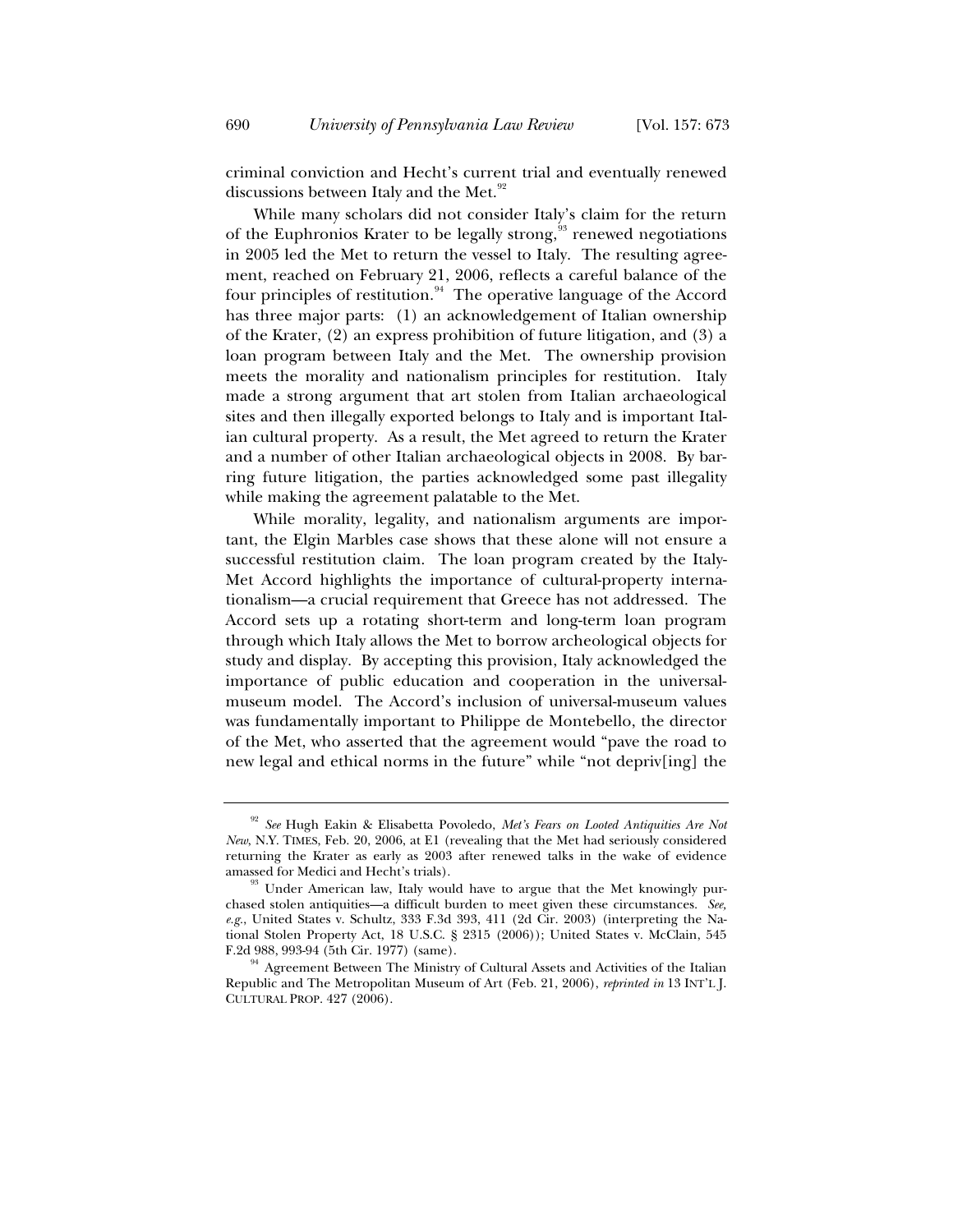criminal conviction and Hecht's current trial and eventually renewed discussions between Italy and the Met.[92]

While many scholars did not consider Italy's claim for the return of the Euphronios Krater to be legally strong,[93] renewed negotiations in 2005 led the Met to return the vessel to Italy. The resulting agreement, reached on February 21, 2006, reflects a careful balance of the four principles of restitution.[94] The operative language of the Accord has three major parts: (1) an acknowledgement of Italian ownership of the Krater, (2) an express prohibition of future litigation, and (3) a loan program between Italy and the Met. The ownership provision meets the morality and nationalism principles for restitution. Italy made a strong argument that art stolen from Italian archaeological sites and then illegally exported belongs to Italy and is important Italian cultural property. As a result, the Met agreed to return the Krater and a number of other Italian archaeological objects in 2008. By barring future litigation, the parties acknowledged some past illegality while making the agreement palatable to the Met.

While morality, legality, and nationalism arguments are important, the Elgin Marbles case shows that these alone will not ensure a successful restitution claim. The loan program created by the Italy-Met Accord highlights the importance of cultural-property internationalism—a crucial requirement that Greece has not addressed. The Accord sets up a rotating short-term and long-term loan program through which Italy allows the Met to borrow archeological objects for study and display. By accepting this provision, Italy acknowledged the importance of public education and cooperation in the universal-museum model. The Accord's inclusion of universal-museum values was fundamentally important to Philippe de Montebello, the director of the Met, who asserted that the agreement would "pave the road to new legal and ethical norms in the future" while "not depriv[ing] the

---

[92] *See* Hugh Eakin & Elisabetta Povoledo, *Met's Fears on Looted Antiquities Are Not New*, N.Y. TIMES, Feb. 20, 2006, at E1 (revealing that the Met had seriously considered returning the Krater as early as 2003 after renewed talks in the wake of evidence amassed for Medici and Hecht's trials).

[93] Under American law, Italy would have to argue that the Met knowingly purchased stolen antiquities—a difficult burden to meet given these circumstances. *See, e.g.*, United States v. Schultz, 333 F.3d 393, 411 (2d Cir. 2003) (interpreting the National Stolen Property Act, 18 U.S.C. § 2315 (2006)); United States v. McClain, 545 F.2d 988, 993-94 (5th Cir. 1977) (same).

[94] Agreement Between The Ministry of Cultural Assets and Activities of the Italian Republic and The Metropolitan Museum of Art (Feb. 21, 2006), *reprinted in* 13 INT'L J. CULTURAL PROP. 427 (2006).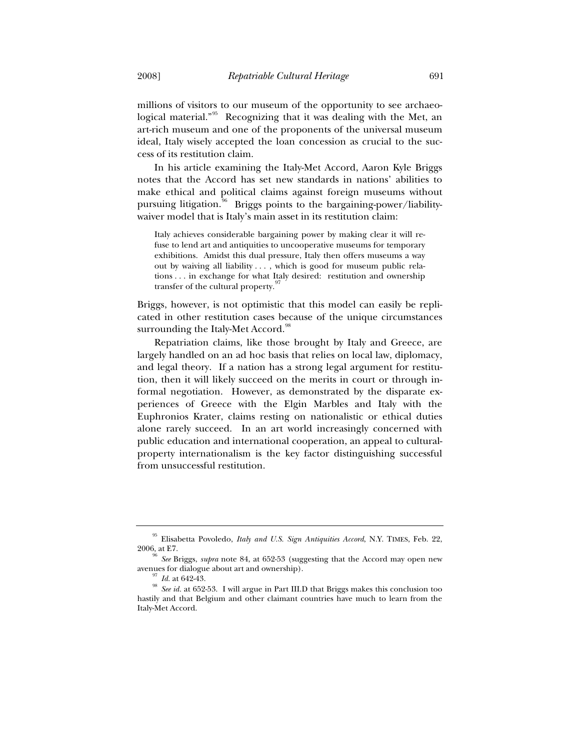millions of visitors to our museum of the opportunity to see archaeological material."[95] Recognizing that it was dealing with the Met, an art-rich museum and one of the proponents of the universal museum ideal, Italy wisely accepted the loan concession as crucial to the success of its restitution claim.

In his article examining the Italy-Met Accord, Aaron Kyle Briggs notes that the Accord has set new standards in nations' abilities to make ethical and political claims against foreign museums without pursuing litigation.[96] Briggs points to the bargaining-power/liability-waiver model that is Italy's main asset in its restitution claim:

> Italy achieves considerable bargaining power by making clear it will refuse to lend art and antiquities to uncooperative museums for temporary exhibitions. Amidst this dual pressure, Italy then offers museums a way out by waiving all liability . . . , which is good for museum public relations . . . in exchange for what Italy desired: restitution and ownership transfer of the cultural property.[97]

Briggs, however, is not optimistic that this model can easily be replicated in other restitution cases because of the unique circumstances surrounding the Italy-Met Accord.[98]

Repatriation claims, like those brought by Italy and Greece, are largely handled on an ad hoc basis that relies on local law, diplomacy, and legal theory. If a nation has a strong legal argument for restitution, then it will likely succeed on the merits in court or through informal negotiation. However, as demonstrated by the disparate experiences of Greece with the Elgin Marbles and Italy with the Euphronios Krater, claims resting on nationalistic or ethical duties alone rarely succeed. In an art world increasingly concerned with public education and international cooperation, an appeal to cultural-property internationalism is the key factor distinguishing successful from unsuccessful restitution.

---

[95] Elisabetta Povoledo, *Italy and U.S. Sign Antiquities Accord*, N.Y. TIMES, Feb. 22, 2006, at E7.

[96] *See* Briggs, *supra* note 84, at 652-53 (suggesting that the Accord may open new avenues for dialogue about art and ownership).

[97] *Id.* at 642-43.

[98] *See id.* at 652-53. I will argue in Part III.D that Briggs makes this conclusion too hastily and that Belgium and other claimant countries have much to learn from the Italy-Met Accord.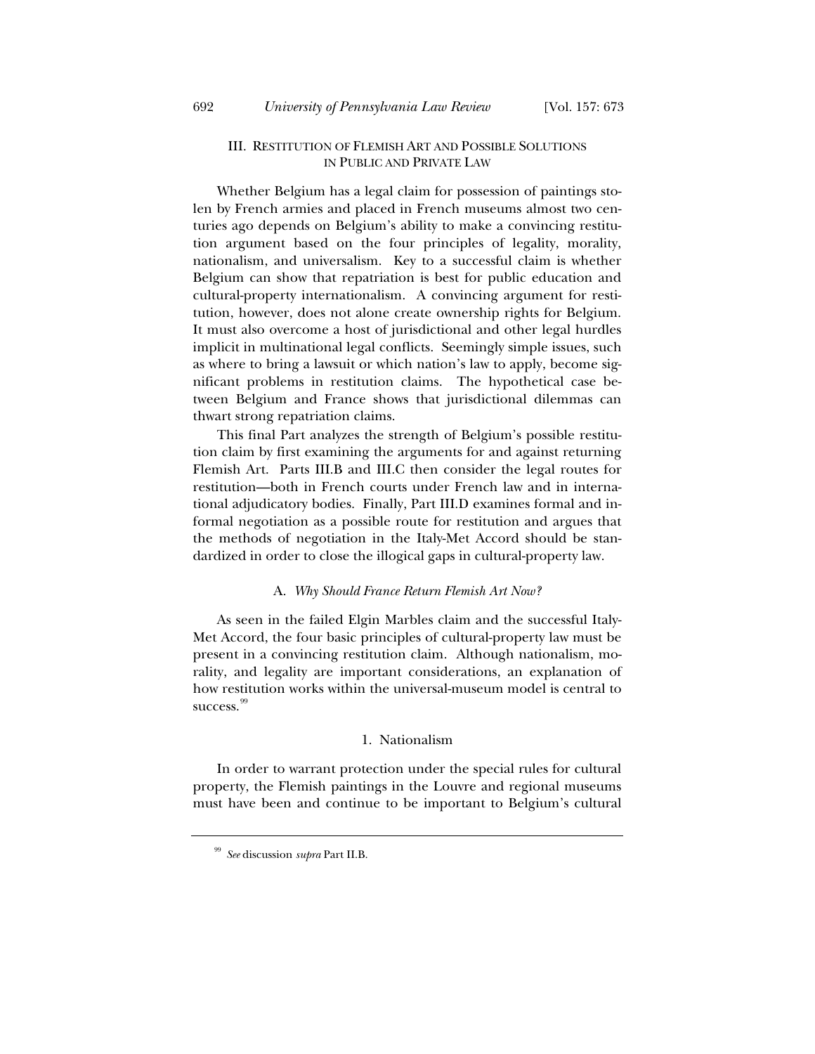## III. RESTITUTION OF FLEMISH ART AND POSSIBLE SOLUTIONS IN PUBLIC AND PRIVATE LAW

Whether Belgium has a legal claim for possession of paintings stolen by French armies and placed in French museums almost two centuries ago depends on Belgium's ability to make a convincing restitution argument based on the four principles of legality, morality, nationalism, and universalism. Key to a successful claim is whether Belgium can show that repatriation is best for public education and cultural-property internationalism. A convincing argument for restitution, however, does not alone create ownership rights for Belgium. It must also overcome a host of jurisdictional and other legal hurdles implicit in multinational legal conflicts. Seemingly simple issues, such as where to bring a lawsuit or which nation's law to apply, become significant problems in restitution claims. The hypothetical case between Belgium and France shows that jurisdictional dilemmas can thwart strong repatriation claims.

This final Part analyzes the strength of Belgium's possible restitution claim by first examining the arguments for and against returning Flemish Art. Parts III.B and III.C then consider the legal routes for restitution—both in French courts under French law and in international adjudicatory bodies. Finally, Part III.D examines formal and informal negotiation as a possible route for restitution and argues that the methods of negotiation in the Italy-Met Accord should be standardized in order to close the illogical gaps in cultural-property law.

### A. *Why Should France Return Flemish Art Now?*

As seen in the failed Elgin Marbles claim and the successful Italy-Met Accord, the four basic principles of cultural-property law must be present in a convincing restitution claim. Although nationalism, morality, and legality are important considerations, an explanation of how restitution works within the universal-museum model is central to success.[99]

#### 1. Nationalism

In order to warrant protection under the special rules for cultural property, the Flemish paintings in the Louvre and regional museums must have been and continue to be important to Belgium's cultural

---

[99] *See* discussion *supra* Part II.B.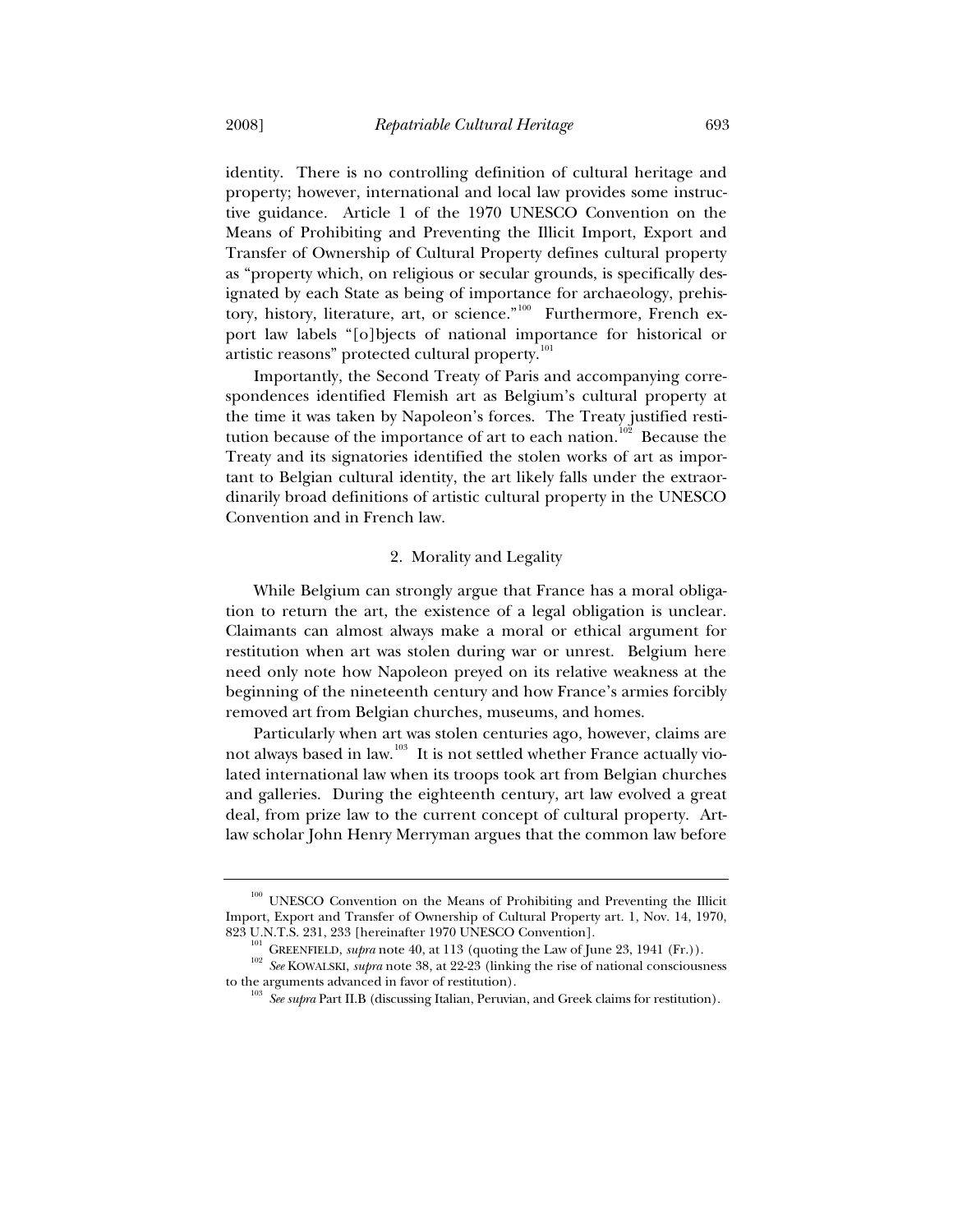identity. There is no controlling definition of cultural heritage and property; however, international and local law provides some instructive guidance. Article 1 of the 1970 UNESCO Convention on the Means of Prohibiting and Preventing the Illicit Import, Export and Transfer of Ownership of Cultural Property defines cultural property as "property which, on religious or secular grounds, is specifically designated by each State as being of importance for archaeology, prehistory, history, literature, art, or science."[100] Furthermore, French export law labels "[o]bjects of national importance for historical or artistic reasons" protected cultural property.[101]

Importantly, the Second Treaty of Paris and accompanying correspondences identified Flemish art as Belgium's cultural property at the time it was taken by Napoleon's forces. The Treaty justified restitution because of the importance of art to each nation.[102] Because the Treaty and its signatories identified the stolen works of art as important to Belgian cultural identity, the art likely falls under the extraordinarily broad definitions of artistic cultural property in the UNESCO Convention and in French law.

### 2. Morality and Legality

While Belgium can strongly argue that France has a moral obligation to return the art, the existence of a legal obligation is unclear. Claimants can almost always make a moral or ethical argument for restitution when art was stolen during war or unrest. Belgium here need only note how Napoleon preyed on its relative weakness at the beginning of the nineteenth century and how France's armies forcibly removed art from Belgian churches, museums, and homes.

Particularly when art was stolen centuries ago, however, claims are not always based in law.[103] It is not settled whether France actually violated international law when its troops took art from Belgian churches and galleries. During the eighteenth century, art law evolved a great deal, from prize law to the current concept of cultural property. Art-law scholar John Henry Merryman argues that the common law before

---

[100] UNESCO Convention on the Means of Prohibiting and Preventing the Illicit Import, Export and Transfer of Ownership of Cultural Property art. 1, Nov. 14, 1970, 823 U.N.T.S. 231, 233 [hereinafter 1970 UNESCO Convention].

[101] GREENFIELD, *supra* note 40, at 113 (quoting the Law of June 23, 1941 (Fr.)).

[102] *See* KOWALSKI, *supra* note 38, at 22-23 (linking the rise of national consciousness to the arguments advanced in favor of restitution).

[103] *See supra* Part II.B (discussing Italian, Peruvian, and Greek claims for restitution).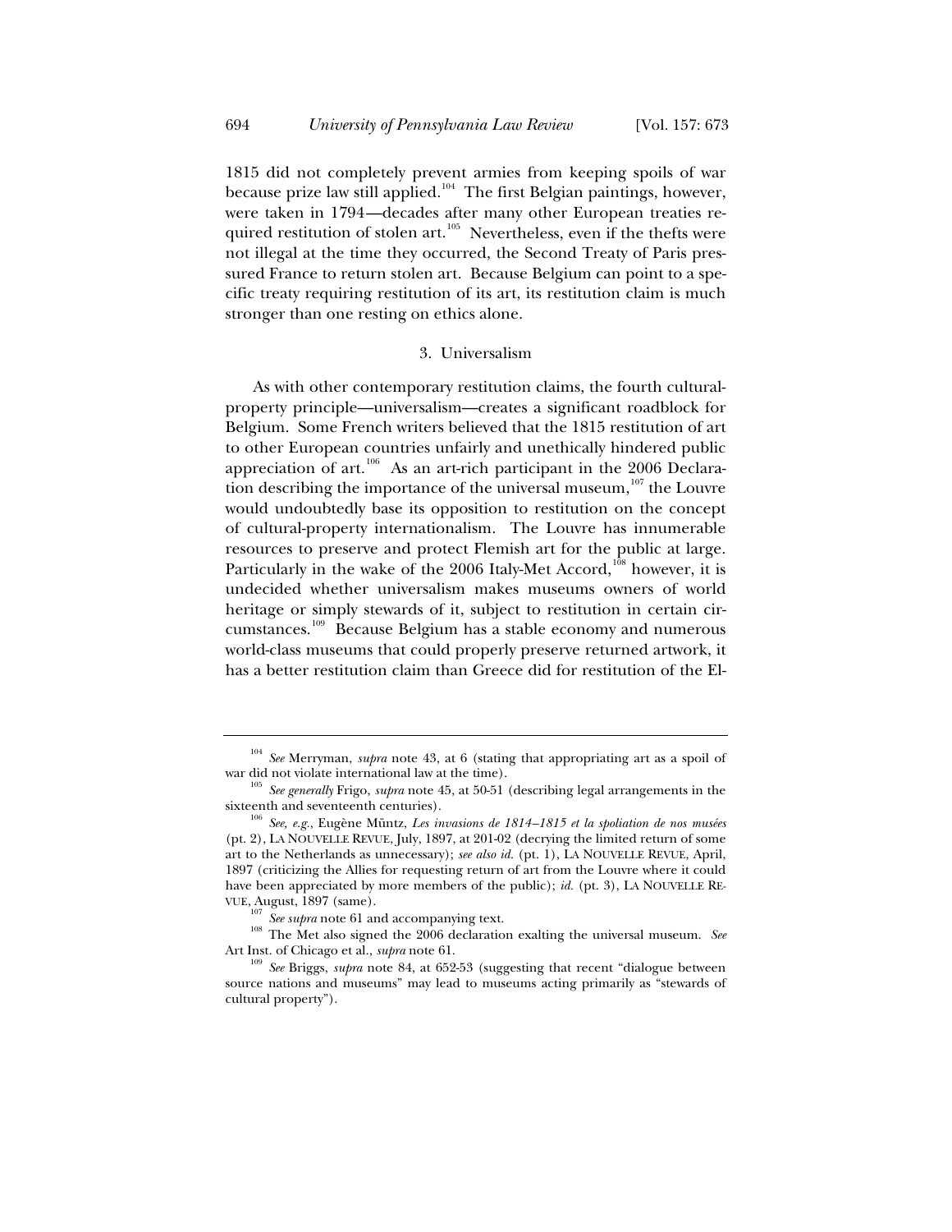1815 did not completely prevent armies from keeping spoils of war because prize law still applied.[104] The first Belgian paintings, however, were taken in 1794—decades after many other European treaties required restitution of stolen art.[105] Nevertheless, even if the thefts were not illegal at the time they occurred, the Second Treaty of Paris pressured France to return stolen art. Because Belgium can point to a specific treaty requiring restitution of its art, its restitution claim is much stronger than one resting on ethics alone.

### 3. Universalism

As with other contemporary restitution claims, the fourth cultural-property principle—universalism—creates a significant roadblock for Belgium. Some French writers believed that the 1815 restitution of art to other European countries unfairly and unethically hindered public appreciation of art.[106] As an art-rich participant in the 2006 Declaration describing the importance of the universal museum,[107] the Louvre would undoubtedly base its opposition to restitution on the concept of cultural-property internationalism. The Louvre has innumerable resources to preserve and protect Flemish art for the public at large. Particularly in the wake of the 2006 Italy-Met Accord,[108] however, it is undecided whether universalism makes museums owners of world heritage or simply stewards of it, subject to restitution in certain circumstances.[109] Because Belgium has a stable economy and numerous world-class museums that could properly preserve returned artwork, it has a better restitution claim than Greece did for restitution of the El-

---

[104] *See* Merryman, *supra* note 43, at 6 (stating that appropriating art as a spoil of war did not violate international law at the time).

[105] *See generally* Frigo, *supra* note 45, at 50-51 (describing legal arrangements in the sixteenth and seventeenth centuries).

[106] *See, e.g.*, Eugène Müntz, *Les invasions de 1814–1815 et la spoliation de nos musées* (pt. 2), LA NOUVELLE REVUE, July, 1897, at 201-02 (decrying the limited return of some art to the Netherlands as unnecessary); *see also id.* (pt. 1), LA NOUVELLE REVUE, April, 1897 (criticizing the Allies for requesting return of art from the Louvre where it could have been appreciated by more members of the public); *id.* (pt. 3), LA NOUVELLE REVUE, August, 1897 (same).

[107] *See supra* note 61 and accompanying text.

[108] The Met also signed the 2006 declaration exalting the universal museum. *See* Art Inst. of Chicago et al., *supra* note 61.

[109] *See* Briggs, *supra* note 84, at 652-53 (suggesting that recent "dialogue between source nations and museums" may lead to museums acting primarily as "stewards of cultural property").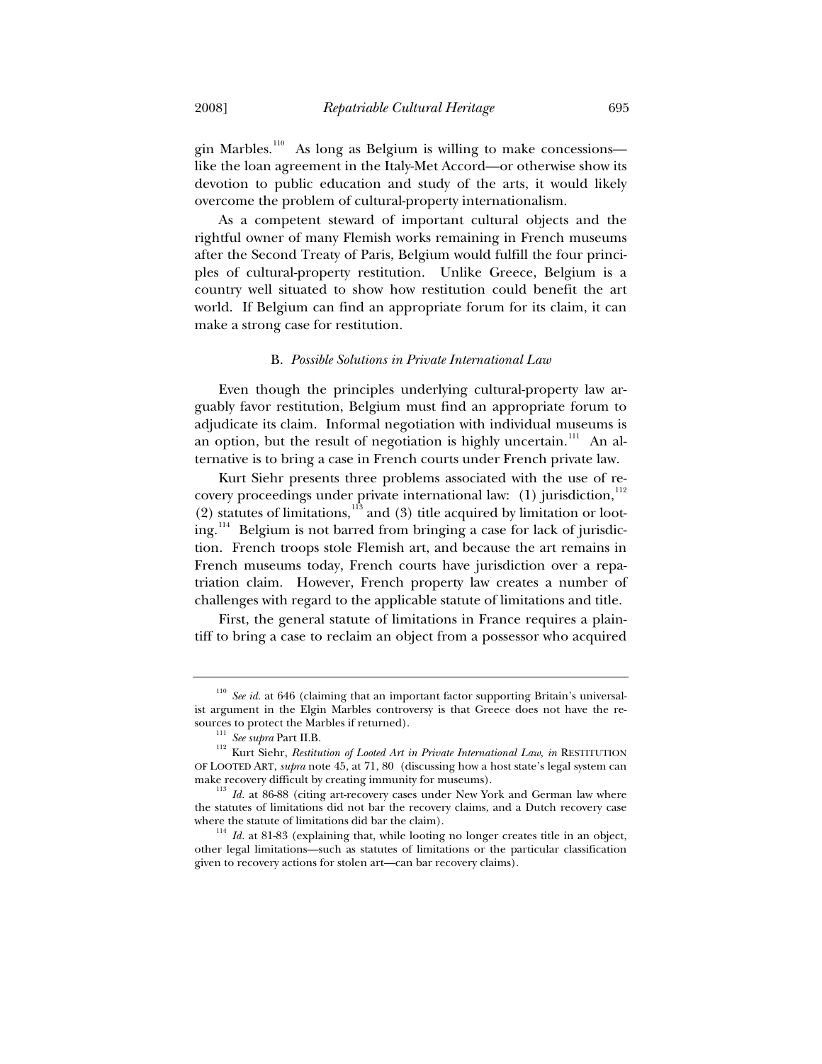gin Marbles.[110] As long as Belgium is willing to make concessions—like the loan agreement in the Italy-Met Accord—or otherwise show its devotion to public education and study of the arts, it would likely overcome the problem of cultural-property internationalism.

As a competent steward of important cultural objects and the rightful owner of many Flemish works remaining in French museums after the Second Treaty of Paris, Belgium would fulfill the four principles of cultural-property restitution. Unlike Greece, Belgium is a country well situated to show how restitution could benefit the art world. If Belgium can find an appropriate forum for its claim, it can make a strong case for restitution.

### B. *Possible Solutions in Private International Law*

Even though the principles underlying cultural-property law arguably favor restitution, Belgium must find an appropriate forum to adjudicate its claim. Informal negotiation with individual museums is an option, but the result of negotiation is highly uncertain.[111] An alternative is to bring a case in French courts under French private law.

Kurt Siehr presents three problems associated with the use of recovery proceedings under private international law: (1) jurisdiction,[112] (2) statutes of limitations,[113] and (3) title acquired by limitation or looting.[114] Belgium is not barred from bringing a case for lack of jurisdiction. French troops stole Flemish art, and because the art remains in French museums today, French courts have jurisdiction over a repatriation claim. However, French property law creates a number of challenges with regard to the applicable statute of limitations and title.

First, the general statute of limitations in France requires a plaintiff to bring a case to reclaim an object from a possessor who acquired

---

[110] *See id.* at 646 (claiming that an important factor supporting Britain's universalist argument in the Elgin Marbles controversy is that Greece does not have the resources to protect the Marbles if returned).

[111] *See supra* Part II.B.

[112] Kurt Siehr, *Restitution of Looted Art in Private International Law*, *in* RESTITUTION OF LOOTED ART, *supra* note 45, at 71, 80 (discussing how a host state's legal system can make recovery difficult by creating immunity for museums).

[113] *Id.* at 86-88 (citing art-recovery cases under New York and German law where the statutes of limitations did not bar the recovery claims, and a Dutch recovery case where the statute of limitations did bar the claim).

[114] *Id.* at 81-83 (explaining that, while looting no longer creates title in an object, other legal limitations—such as statutes of limitations or the particular classification given to recovery actions for stolen art—can bar recovery claims).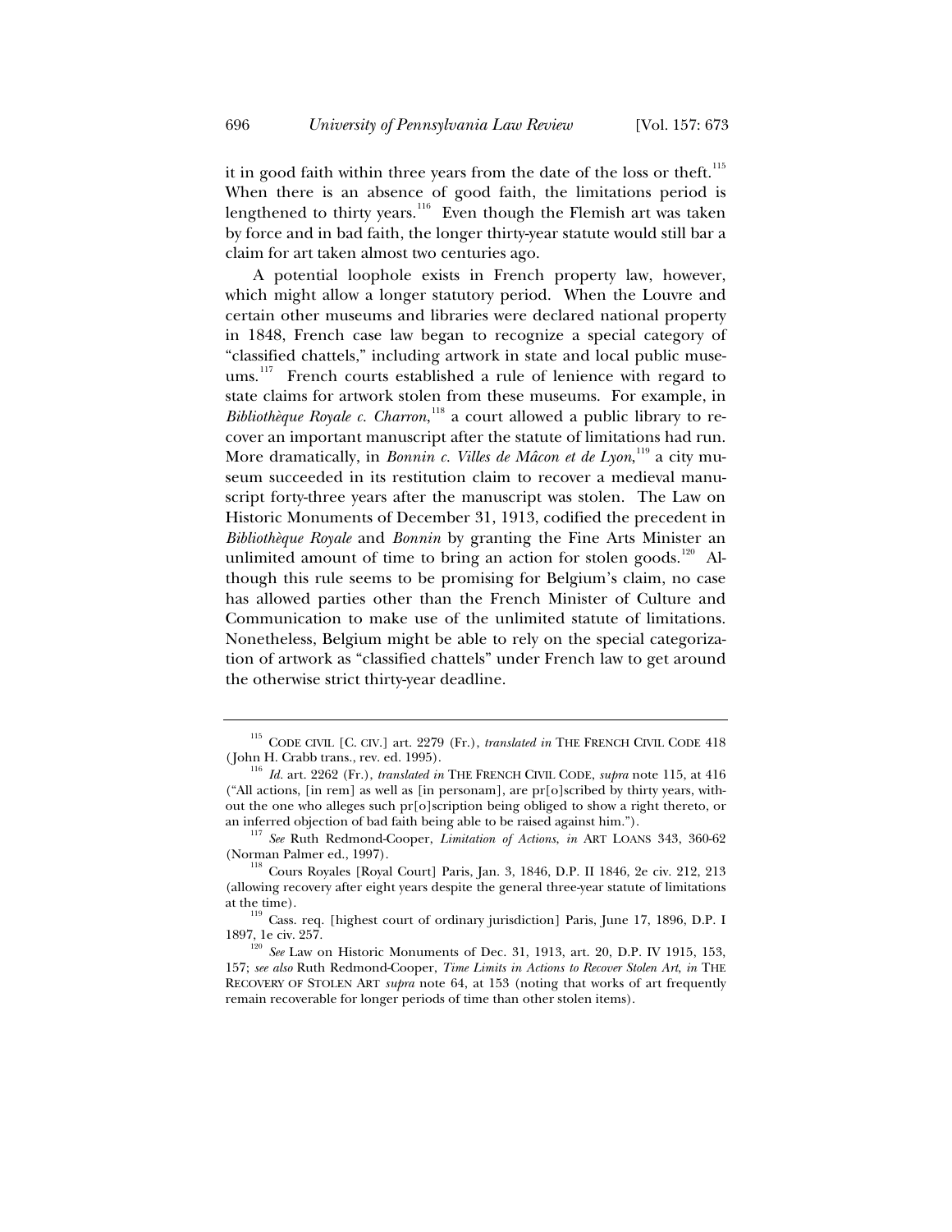it in good faith within three years from the date of the loss or theft.[115] When there is an absence of good faith, the limitations period is lengthened to thirty years.[116] Even though the Flemish art was taken by force and in bad faith, the longer thirty-year statute would still bar a claim for art taken almost two centuries ago.

A potential loophole exists in French property law, however, which might allow a longer statutory period. When the Louvre and certain other museums and libraries were declared national property in 1848, French case law began to recognize a special category of "classified chattels," including artwork in state and local public museums.[117] French courts established a rule of lenience with regard to state claims for artwork stolen from these museums. For example, in *Bibliothèque Royale c. Charron*,[118] a court allowed a public library to recover an important manuscript after the statute of limitations had run. More dramatically, in *Bonnin c. Villes de Mâcon et de Lyon*,[119] a city museum succeeded in its restitution claim to recover a medieval manuscript forty-three years after the manuscript was stolen. The Law on Historic Monuments of December 31, 1913, codified the precedent in *Bibliothèque Royale* and *Bonnin* by granting the Fine Arts Minister an unlimited amount of time to bring an action for stolen goods.[120] Although this rule seems to be promising for Belgium's claim, no case has allowed parties other than the French Minister of Culture and Communication to make use of the unlimited statute of limitations. Nonetheless, Belgium might be able to rely on the special categorization of artwork as "classified chattels" under French law to get around the otherwise strict thirty-year deadline.

---

[115] CODE CIVIL [C. CIV.] art. 2279 (Fr.), *translated in* THE FRENCH CIVIL CODE 418 (John H. Crabb trans., rev. ed. 1995).

[116] *Id.* art. 2262 (Fr.), *translated in* THE FRENCH CIVIL CODE, *supra* note 115, at 416 ("All actions, [in rem] as well as [in personam], are pr[o]scribed by thirty years, without the one who alleges such pr[o]scription being obliged to show a right thereto, or an inferred objection of bad faith being able to be raised against him.").

[117] *See* Ruth Redmond-Cooper, *Limitation of Actions*, *in* ART LOANS 343, 360-62 (Norman Palmer ed., 1997).

[118] Cours Royales [Royal Court] Paris, Jan. 3, 1846, D.P. II 1846, 2e civ. 212, 213 (allowing recovery after eight years despite the general three-year statute of limitations at the time).

[119] Cass. req. [highest court of ordinary jurisdiction] Paris, June 17, 1896, D.P. I 1897, 1e civ. 257.

[120] *See* Law on Historic Monuments of Dec. 31, 1913, art. 20, D.P. IV 1915, 153, 157; *see also* Ruth Redmond-Cooper, *Time Limits in Actions to Recover Stolen Art*, *in* THE RECOVERY OF STOLEN ART *supra* note 64, at 153 (noting that works of art frequently remain recoverable for longer periods of time than other stolen items).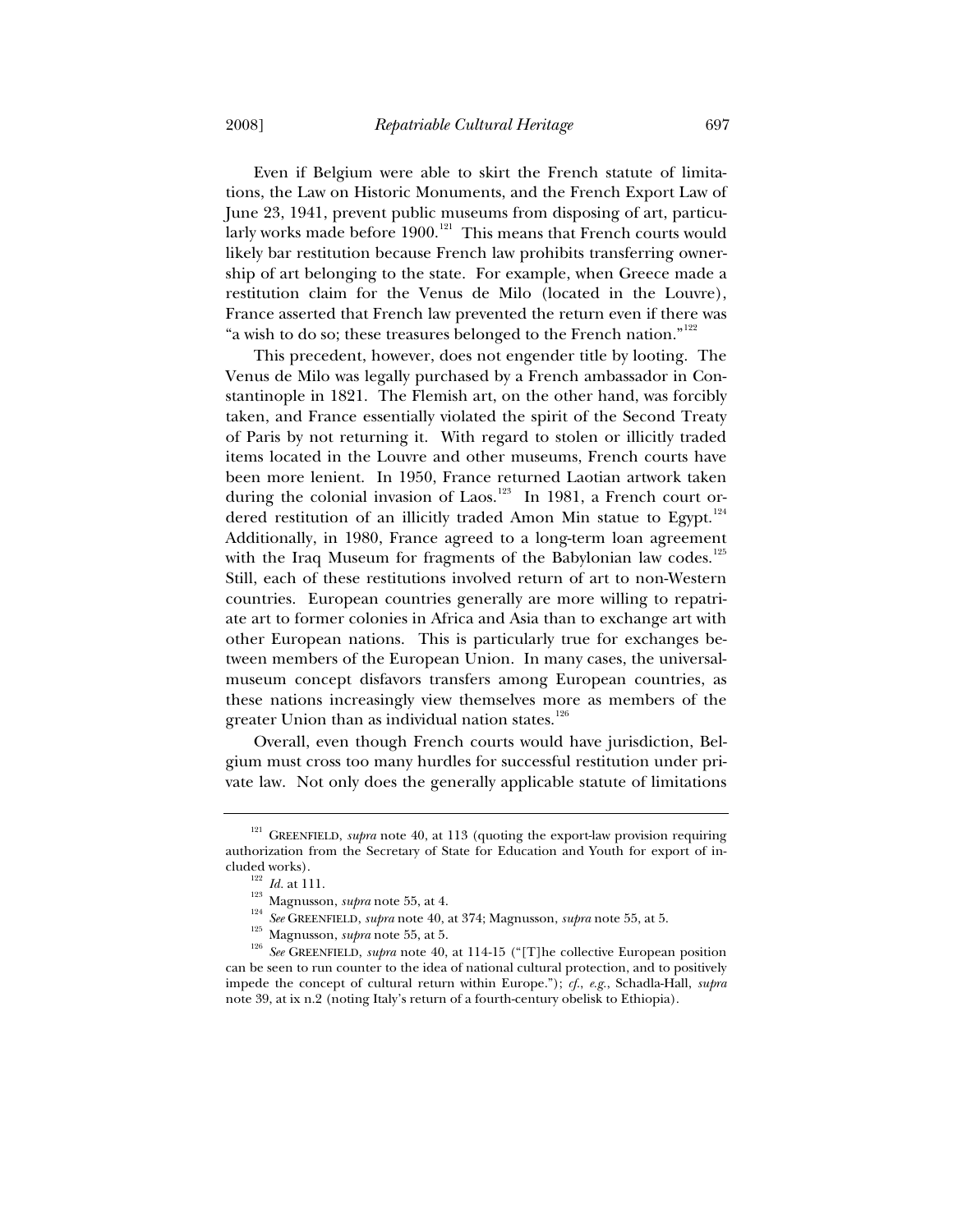Even if Belgium were able to skirt the French statute of limitations, the Law on Historic Monuments, and the French Export Law of June 23, 1941, prevent public museums from disposing of art, particularly works made before 1900.[121] This means that French courts would likely bar restitution because French law prohibits transferring ownership of art belonging to the state. For example, when Greece made a restitution claim for the Venus de Milo (located in the Louvre), France asserted that French law prevented the return even if there was "a wish to do so; these treasures belonged to the French nation."[122]

This precedent, however, does not engender title by looting. The Venus de Milo was legally purchased by a French ambassador in Constantinople in 1821. The Flemish art, on the other hand, was forcibly taken, and France essentially violated the spirit of the Second Treaty of Paris by not returning it. With regard to stolen or illicitly traded items located in the Louvre and other museums, French courts have been more lenient. In 1950, France returned Laotian artwork taken during the colonial invasion of Laos.[123] In 1981, a French court ordered restitution of an illicitly traded Amon Min statue to Egypt.[124] Additionally, in 1980, France agreed to a long-term loan agreement with the Iraq Museum for fragments of the Babylonian law codes.[125] Still, each of these restitutions involved return of art to non-Western countries. European countries generally are more willing to repatriate art to former colonies in Africa and Asia than to exchange art with other European nations. This is particularly true for exchanges between members of the European Union. In many cases, the universal-museum concept disfavors transfers among European countries, as these nations increasingly view themselves more as members of the greater Union than as individual nation states.[126]

Overall, even though French courts would have jurisdiction, Belgium must cross too many hurdles for successful restitution under private law. Not only does the generally applicable statute of limitations

---

[121] GREENFIELD, *supra* note 40, at 113 (quoting the export-law provision requiring authorization from the Secretary of State for Education and Youth for export of included works).

[122] *Id.* at 111.

[123] Magnusson, *supra* note 55, at 4.

[124] *See* GREENFIELD, *supra* note 40, at 374; Magnusson, *supra* note 55, at 5.

[125] Magnusson, *supra* note 55, at 5.

[126] *See* GREENFIELD, *supra* note 40, at 114-15 ("[T]he collective European position can be seen to run counter to the idea of national cultural protection, and to positively impede the concept of cultural return within Europe."); *cf., e.g.*, Schadla-Hall, *supra* note 39, at ix n.2 (noting Italy's return of a fourth-century obelisk to Ethiopia).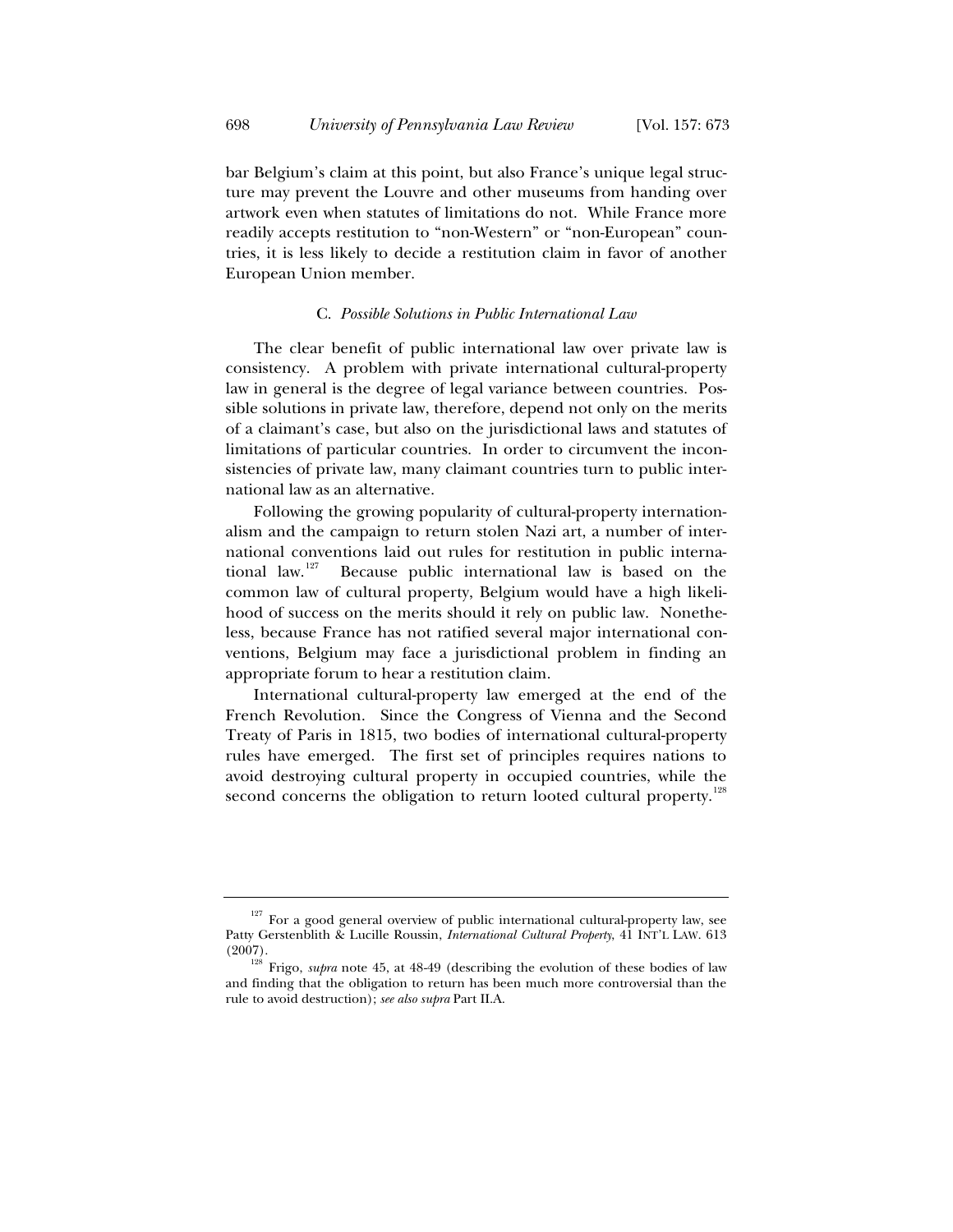bar Belgium's claim at this point, but also France's unique legal structure may prevent the Louvre and other museums from handing over artwork even when statutes of limitations do not. While France more readily accepts restitution to "non-Western" or "non-European" countries, it is less likely to decide a restitution claim in favor of another European Union member.

### C. *Possible Solutions in Public International Law*

The clear benefit of public international law over private law is consistency. A problem with private international cultural-property law in general is the degree of legal variance between countries. Possible solutions in private law, therefore, depend not only on the merits of a claimant's case, but also on the jurisdictional laws and statutes of limitations of particular countries. In order to circumvent the inconsistencies of private law, many claimant countries turn to public international law as an alternative.

Following the growing popularity of cultural-property internationalism and the campaign to return stolen Nazi art, a number of international conventions laid out rules for restitution in public international law.[127] Because public international law is based on the common law of cultural property, Belgium would have a high likelihood of success on the merits should it rely on public law. Nonetheless, because France has not ratified several major international conventions, Belgium may face a jurisdictional problem in finding an appropriate forum to hear a restitution claim.

International cultural-property law emerged at the end of the French Revolution. Since the Congress of Vienna and the Second Treaty of Paris in 1815, two bodies of international cultural-property rules have emerged. The first set of principles requires nations to avoid destroying cultural property in occupied countries, while the second concerns the obligation to return looted cultural property.[128]

---

[127] For a good general overview of public international cultural-property law, see Patty Gerstenblith & Lucille Roussin, *International Cultural Property*, 41 INT'L LAW. 613 (2007).

[128] Frigo, *supra* note 45, at 48-49 (describing the evolution of these bodies of law and finding that the obligation to return has been much more controversial than the rule to avoid destruction); *see also supra* Part II.A.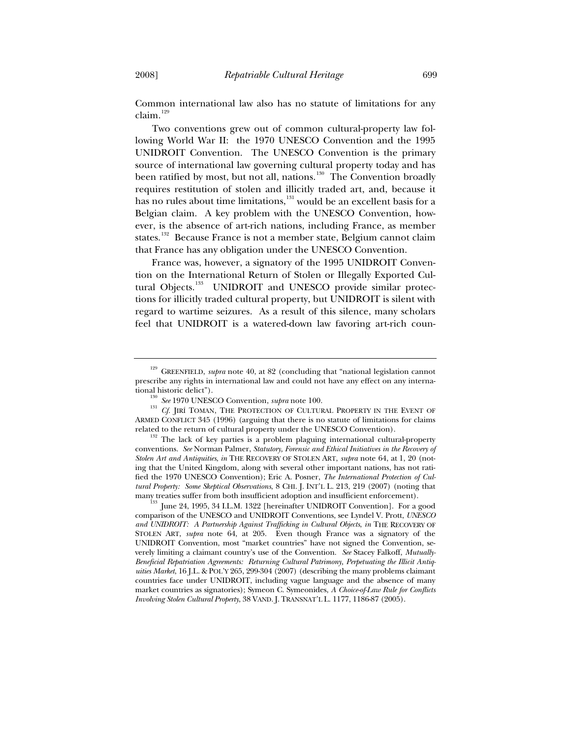Common international law also has no statute of limitations for any claim.[129]

Two conventions grew out of common cultural-property law following World War II: the 1970 UNESCO Convention and the 1995 UNIDROIT Convention. The UNESCO Convention is the primary source of international law governing cultural property today and has been ratified by most, but not all, nations.[130] The Convention broadly requires restitution of stolen and illicitly traded art, and, because it has no rules about time limitations,[131] would be an excellent basis for a Belgian claim. A key problem with the UNESCO Convention, however, is the absence of art-rich nations, including France, as member states.[132] Because France is not a member state, Belgium cannot claim that France has any obligation under the UNESCO Convention.

France was, however, a signatory of the 1995 UNIDROIT Convention on the International Return of Stolen or Illegally Exported Cultural Objects.[133] UNIDROIT and UNESCO provide similar protections for illicitly traded cultural property, but UNIDROIT is silent with regard to wartime seizures. As a result of this silence, many scholars feel that UNIDROIT is a watered-down law favoring art-rich coun-

---

[129] GREENFIELD, *supra* note 40, at 82 (concluding that "national legislation cannot prescribe any rights in international law and could not have any effect on any international historic delict").

[130] *See* 1970 UNESCO Convention, *supra* note 100.

[131] *Cf.* JIRÍ TOMAN, THE PROTECTION OF CULTURAL PROPERTY IN THE EVENT OF ARMED CONFLICT 345 (1996) (arguing that there is no statute of limitations for claims related to the return of cultural property under the UNESCO Convention).

[132] The lack of key parties is a problem plaguing international cultural-property conventions. *See* Norman Palmer, *Statutory, Forensic and Ethical Initiatives in the Recovery of Stolen Art and Antiquities*, *in* THE RECOVERY OF STOLEN ART, *supra* note 64, at 1, 20 (noting that the United Kingdom, along with several other important nations, has not ratified the 1970 UNESCO Convention); Eric A. Posner, *The International Protection of Cultural Property: Some Skeptical Observations*, 8 CHI. J. INT'L L. 213, 219 (2007) (noting that many treaties suffer from both insufficient adoption and insufficient enforcement).

[133] June 24, 1995, 34 I.L.M. 1322 [hereinafter UNIDROIT Convention]. For a good comparison of the UNESCO and UNIDROIT Conventions, see Lyndel V. Prott, *UNESCO and UNIDROIT: A Partnership Against Trafficking in Cultural Objects*, *in* THE RECOVERY OF STOLEN ART, *supra* note 64, at 205. Even though France was a signatory of the UNIDROIT Convention, most "market countries" have not signed the Convention, severely limiting a claimant country's use of the Convention. *See* Stacey Falkoff, *Mutually-Beneficial Repatriation Agreements: Returning Cultural Patrimony, Perpetuating the Illicit Antiquities Market*, 16 J.L. & POL'Y 265, 299-304 (2007) (describing the many problems claimant countries face under UNIDROIT, including vague language and the absence of many market countries as signatories); Symeon C. Symeonides, *A Choice-of-Law Rule for Conflicts Involving Stolen Cultural Property*, 38 VAND. J. TRANSNAT'L L. 1177, 1186-87 (2005).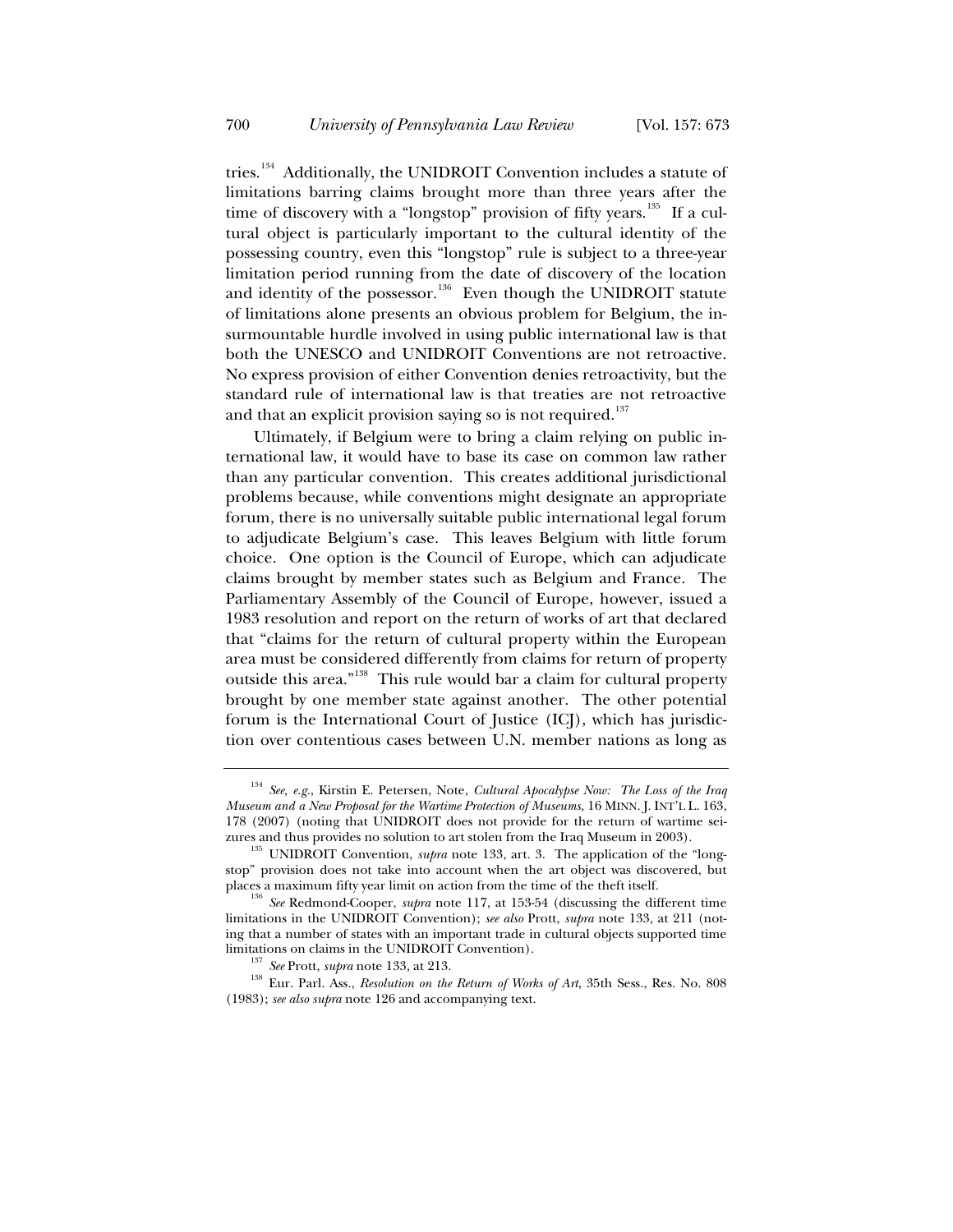tries.[134] Additionally, the UNIDROIT Convention includes a statute of limitations barring claims brought more than three years after the time of discovery with a "longstop" provision of fifty years.[135] If a cultural object is particularly important to the cultural identity of the possessing country, even this "longstop" rule is subject to a three-year limitation period running from the date of discovery of the location and identity of the possessor.[136] Even though the UNIDROIT statute of limitations alone presents an obvious problem for Belgium, the insurmountable hurdle involved in using public international law is that both the UNESCO and UNIDROIT Conventions are not retroactive. No express provision of either Convention denies retroactivity, but the standard rule of international law is that treaties are not retroactive and that an explicit provision saying so is not required.[137]

Ultimately, if Belgium were to bring a claim relying on public international law, it would have to base its case on common law rather than any particular convention. This creates additional jurisdictional problems because, while conventions might designate an appropriate forum, there is no universally suitable public international legal forum to adjudicate Belgium's case. This leaves Belgium with little forum choice. One option is the Council of Europe, which can adjudicate claims brought by member states such as Belgium and France. The Parliamentary Assembly of the Council of Europe, however, issued a 1983 resolution and report on the return of works of art that declared that "claims for the return of cultural property within the European area must be considered differently from claims for return of property outside this area."[138] This rule would bar a claim for cultural property brought by one member state against another. The other potential forum is the International Court of Justice (ICJ), which has jurisdiction over contentious cases between U.N. member nations as long as

---

[134] *See, e.g.*, Kirstin E. Petersen, Note, *Cultural Apocalypse Now: The Loss of the Iraq Museum and a New Proposal for the Wartime Protection of Museums*, 16 MINN. J. INT'L L. 163, 178 (2007) (noting that UNIDROIT does not provide for the return of wartime seizures and thus provides no solution to art stolen from the Iraq Museum in 2003).

[135] UNIDROIT Convention, *supra* note 133, art. 3. The application of the "longstop" provision does not take into account when the art object was discovered, but places a maximum fifty year limit on action from the time of the theft itself.

[136] *See* Redmond-Cooper, *supra* note 117, at 153-54 (discussing the different time limitations in the UNIDROIT Convention); *see also* Prott, *supra* note 133, at 211 (noting that a number of states with an important trade in cultural objects supported time limitations on claims in the UNIDROIT Convention).

[137] *See* Prott, *supra* note 133, at 213.

[138] Eur. Parl. Ass., *Resolution on the Return of Works of Art*, 35th Sess., Res. No. 808 (1983); *see also supra* note 126 and accompanying text.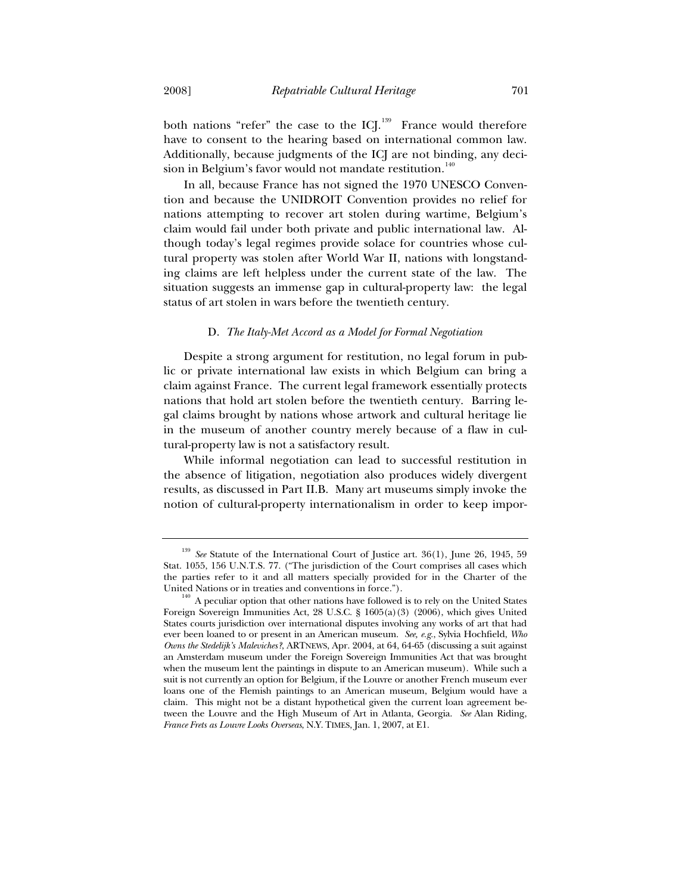both nations "refer" the case to the ICJ.[139] France would therefore have to consent to the hearing based on international common law. Additionally, because judgments of the ICJ are not binding, any decision in Belgium's favor would not mandate restitution.[140]

In all, because France has not signed the 1970 UNESCO Convention and because the UNIDROIT Convention provides no relief for nations attempting to recover art stolen during wartime, Belgium's claim would fail under both private and public international law. Although today's legal regimes provide solace for countries whose cultural property was stolen after World War II, nations with longstanding claims are left helpless under the current state of the law. The situation suggests an immense gap in cultural-property law: the legal status of art stolen in wars before the twentieth century.

### D. *The Italy-Met Accord as a Model for Formal Negotiation*

Despite a strong argument for restitution, no legal forum in public or private international law exists in which Belgium can bring a claim against France. The current legal framework essentially protects nations that hold art stolen before the twentieth century. Barring legal claims brought by nations whose artwork and cultural heritage lie in the museum of another country merely because of a flaw in cultural-property law is not a satisfactory result.

While informal negotiation can lead to successful restitution in the absence of litigation, negotiation also produces widely divergent results, as discussed in Part II.B. Many art museums simply invoke the notion of cultural-property internationalism in order to keep impor-

---

[139] *See* Statute of the International Court of Justice art. 36(1), June 26, 1945, 59 Stat. 1055, 156 U.N.T.S. 77. ("The jurisdiction of the Court comprises all cases which the parties refer to it and all matters specially provided for in the Charter of the United Nations or in treaties and conventions in force.").

[140] A peculiar option that other nations have followed is to rely on the United States Foreign Sovereign Immunities Act, 28 U.S.C. § 1605(a)(3) (2006), which gives United States courts jurisdiction over international disputes involving any works of art that had ever been loaned to or present in an American museum. *See, e.g.*, Sylvia Hochfield, *Who Owns the Stedelijk's Maleviches?*, ARTNEWS, Apr. 2004, at 64, 64-65 (discussing a suit against an Amsterdam museum under the Foreign Sovereign Immunities Act that was brought when the museum lent the paintings in dispute to an American museum). While such a suit is not currently an option for Belgium, if the Louvre or another French museum ever loans one of the Flemish paintings to an American museum, Belgium would have a claim. This might not be a distant hypothetical given the current loan agreement between the Louvre and the High Museum of Art in Atlanta, Georgia. *See* Alan Riding, *France Frets as Louvre Looks Overseas*, N.Y. TIMES, Jan. 1, 2007, at E1.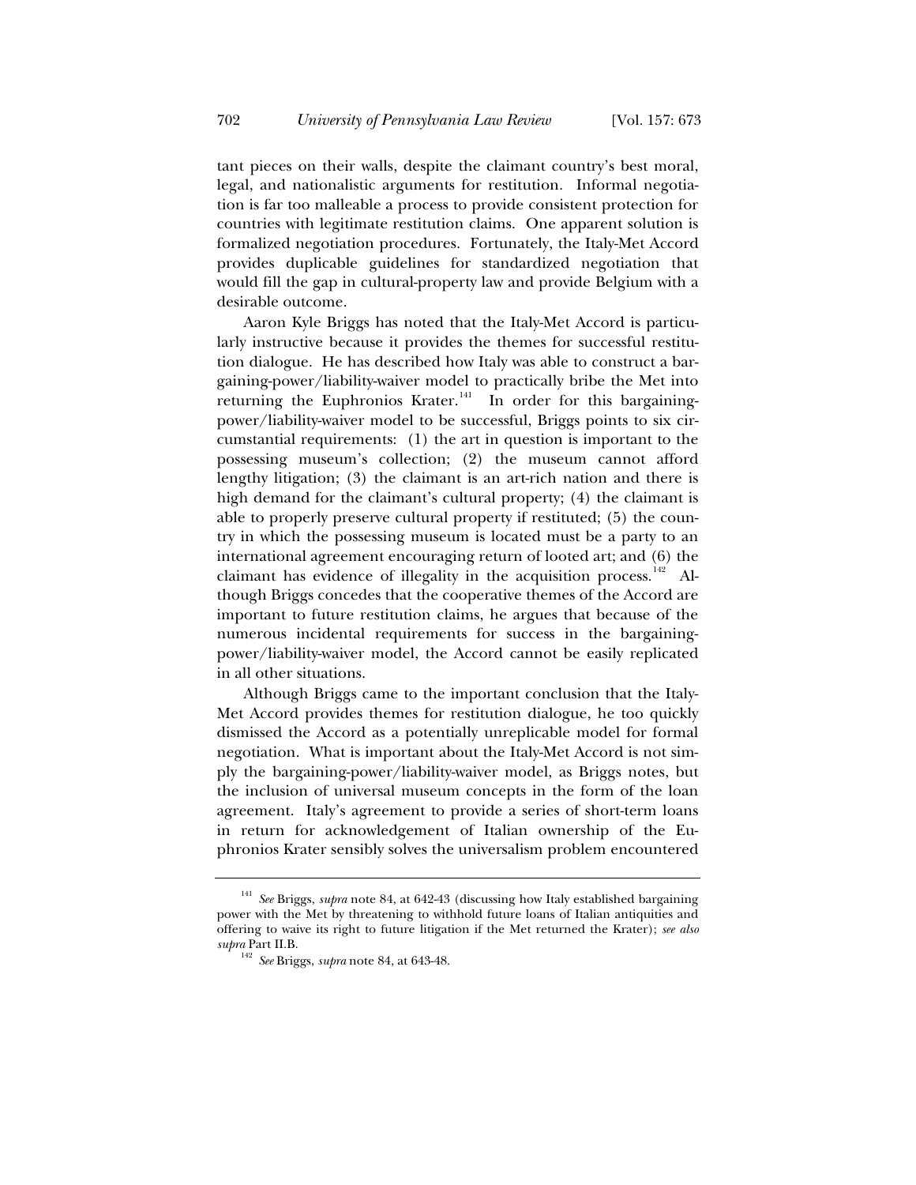tant pieces on their walls, despite the claimant country's best moral, legal, and nationalistic arguments for restitution. Informal negotiation is far too malleable a process to provide consistent protection for countries with legitimate restitution claims. One apparent solution is formalized negotiation procedures. Fortunately, the Italy-Met Accord provides duplicable guidelines for standardized negotiation that would fill the gap in cultural-property law and provide Belgium with a desirable outcome.

Aaron Kyle Briggs has noted that the Italy-Met Accord is particularly instructive because it provides the themes for successful restitution dialogue. He has described how Italy was able to construct a bargaining-power/liability-waiver model to practically bribe the Met into returning the Euphronios Krater.[141] In order for this bargaining-power/liability-waiver model to be successful, Briggs points to six circumstantial requirements: (1) the art in question is important to the possessing museum's collection; (2) the museum cannot afford lengthy litigation; (3) the claimant is an art-rich nation and there is high demand for the claimant's cultural property; (4) the claimant is able to properly preserve cultural property if restituted; (5) the country in which the possessing museum is located must be a party to an international agreement encouraging return of looted art; and (6) the claimant has evidence of illegality in the acquisition process.[142] Although Briggs concedes that the cooperative themes of the Accord are important to future restitution claims, he argues that because of the numerous incidental requirements for success in the bargaining-power/liability-waiver model, the Accord cannot be easily replicated in all other situations.

Although Briggs came to the important conclusion that the Italy-Met Accord provides themes for restitution dialogue, he too quickly dismissed the Accord as a potentially unreplicable model for formal negotiation. What is important about the Italy-Met Accord is not simply the bargaining-power/liability-waiver model, as Briggs notes, but the inclusion of universal museum concepts in the form of the loan agreement. Italy's agreement to provide a series of short-term loans in return for acknowledgement of Italian ownership of the Euphronios Krater sensibly solves the universalism problem encountered

---

[141] *See* Briggs, *supra* note 84, at 642-43 (discussing how Italy established bargaining power with the Met by threatening to withhold future loans of Italian antiquities and offering to waive its right to future litigation if the Met returned the Krater); *see also supra* Part II.B.

[142] *See* Briggs, *supra* note 84, at 643-48.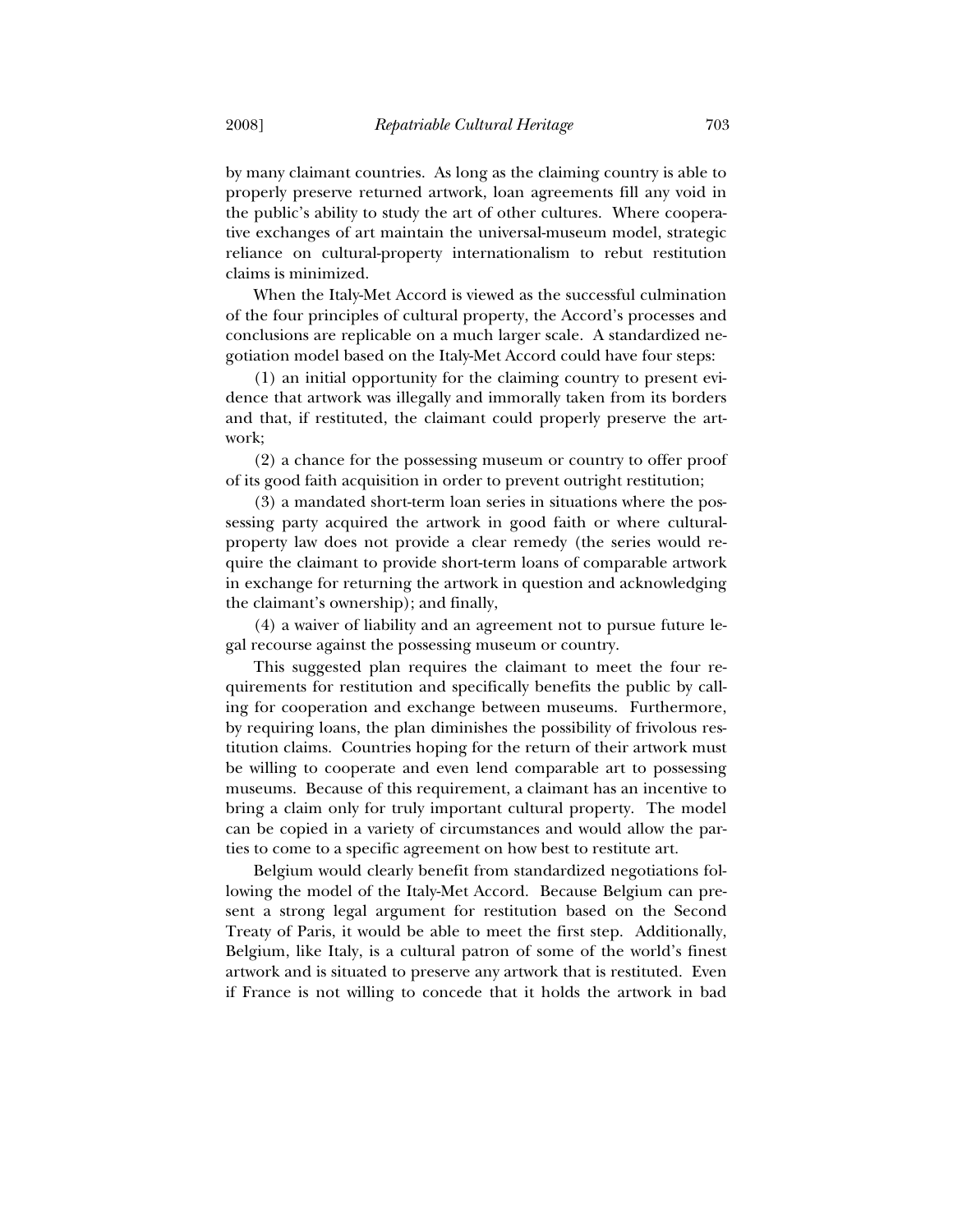by many claimant countries. As long as the claiming country is able to properly preserve returned artwork, loan agreements fill any void in the public's ability to study the art of other cultures. Where cooperative exchanges of art maintain the universal-museum model, strategic reliance on cultural-property internationalism to rebut restitution claims is minimized.

When the Italy-Met Accord is viewed as the successful culmination of the four principles of cultural property, the Accord's processes and conclusions are replicable on a much larger scale. A standardized negotiation model based on the Italy-Met Accord could have four steps:

(1) an initial opportunity for the claiming country to present evidence that artwork was illegally and immorally taken from its borders and that, if restituted, the claimant could properly preserve the artwork;

(2) a chance for the possessing museum or country to offer proof of its good faith acquisition in order to prevent outright restitution;

(3) a mandated short-term loan series in situations where the possessing party acquired the artwork in good faith or where cultural-property law does not provide a clear remedy (the series would require the claimant to provide short-term loans of comparable artwork in exchange for returning the artwork in question and acknowledging the claimant's ownership); and finally,

(4) a waiver of liability and an agreement not to pursue future legal recourse against the possessing museum or country.

This suggested plan requires the claimant to meet the four requirements for restitution and specifically benefits the public by calling for cooperation and exchange between museums. Furthermore, by requiring loans, the plan diminishes the possibility of frivolous restitution claims. Countries hoping for the return of their artwork must be willing to cooperate and even lend comparable art to possessing museums. Because of this requirement, a claimant has an incentive to bring a claim only for truly important cultural property. The model can be copied in a variety of circumstances and would allow the parties to come to a specific agreement on how best to restitute art.

Belgium would clearly benefit from standardized negotiations following the model of the Italy-Met Accord. Because Belgium can present a strong legal argument for restitution based on the Second Treaty of Paris, it would be able to meet the first step. Additionally, Belgium, like Italy, is a cultural patron of some of the world's finest artwork and is situated to preserve any artwork that is restituted. Even if France is not willing to concede that it holds the artwork in bad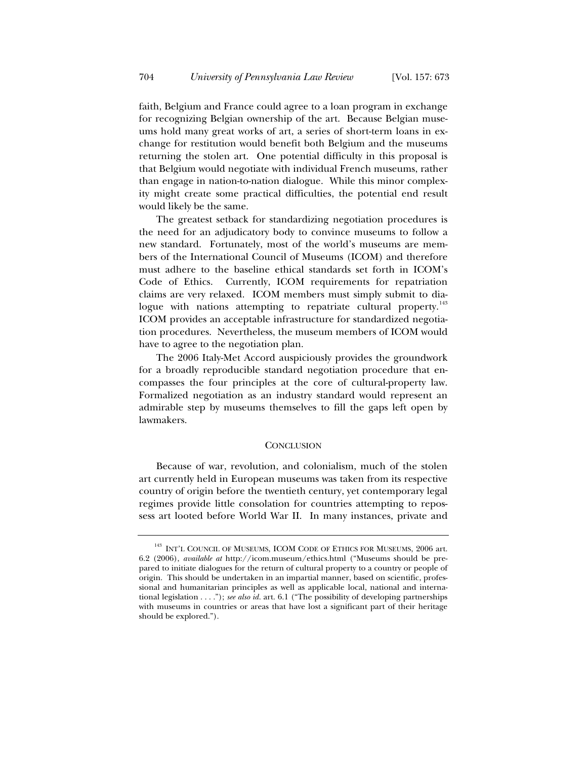faith, Belgium and France could agree to a loan program in exchange for recognizing Belgian ownership of the art. Because Belgian museums hold many great works of art, a series of short-term loans in exchange for restitution would benefit both Belgium and the museums returning the stolen art. One potential difficulty in this proposal is that Belgium would negotiate with individual French museums, rather than engage in nation-to-nation dialogue. While this minor complexity might create some practical difficulties, the potential end result would likely be the same.

The greatest setback for standardizing negotiation procedures is the need for an adjudicatory body to convince museums to follow a new standard. Fortunately, most of the world's museums are members of the International Council of Museums (ICOM) and therefore must adhere to the baseline ethical standards set forth in ICOM's Code of Ethics. Currently, ICOM requirements for repatriation claims are very relaxed. ICOM members must simply submit to dialogue with nations attempting to repatriate cultural property.[143] ICOM provides an acceptable infrastructure for standardized negotiation procedures. Nevertheless, the museum members of ICOM would have to agree to the negotiation plan.

The 2006 Italy-Met Accord auspiciously provides the groundwork for a broadly reproducible standard negotiation procedure that encompasses the four principles at the core of cultural-property law. Formalized negotiation as an industry standard would represent an admirable step by museums themselves to fill the gaps left open by lawmakers.

## CONCLUSION

Because of war, revolution, and colonialism, much of the stolen art currently held in European museums was taken from its respective country of origin before the twentieth century, yet contemporary legal regimes provide little consolation for countries attempting to repossess art looted before World War II. In many instances, private and

---

[143] INT'L COUNCIL OF MUSEUMS, ICOM CODE OF ETHICS FOR MUSEUMS, 2006 art. 6.2 (2006), *available at* http://icom.museum/ethics.html ("Museums should be prepared to initiate dialogues for the return of cultural property to a country or people of origin. This should be undertaken in an impartial manner, based on scientific, professional and humanitarian principles as well as applicable local, national and international legislation . . . ."); *see also id.* art. 6.1 ("The possibility of developing partnerships with museums in countries or areas that have lost a significant part of their heritage should be explored.").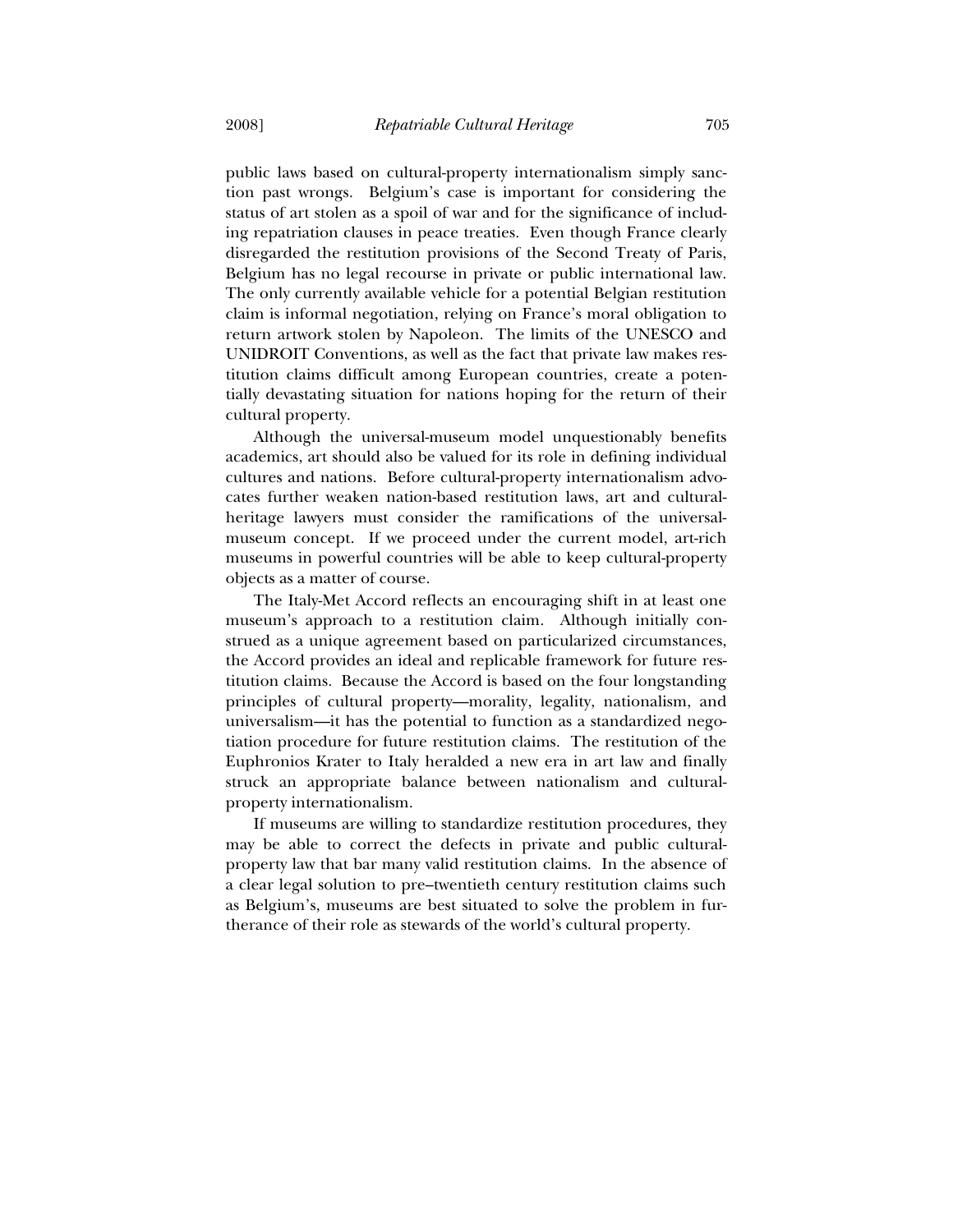public laws based on cultural-property internationalism simply sanction past wrongs. Belgium's case is important for considering the status of art stolen as a spoil of war and for the significance of including repatriation clauses in peace treaties. Even though France clearly disregarded the restitution provisions of the Second Treaty of Paris, Belgium has no legal recourse in private or public international law. The only currently available vehicle for a potential Belgian restitution claim is informal negotiation, relying on France's moral obligation to return artwork stolen by Napoleon. The limits of the UNESCO and UNIDROIT Conventions, as well as the fact that private law makes restitution claims difficult among European countries, create a potentially devastating situation for nations hoping for the return of their cultural property.

Although the universal-museum model unquestionably benefits academics, art should also be valued for its role in defining individual cultures and nations. Before cultural-property internationalism advocates further weaken nation-based restitution laws, art and cultural-heritage lawyers must consider the ramifications of the universal-museum concept. If we proceed under the current model, art-rich museums in powerful countries will be able to keep cultural-property objects as a matter of course.

The Italy-Met Accord reflects an encouraging shift in at least one museum's approach to a restitution claim. Although initially construed as a unique agreement based on particularized circumstances, the Accord provides an ideal and replicable framework for future restitution claims. Because the Accord is based on the four longstanding principles of cultural property—morality, legality, nationalism, and universalism—it has the potential to function as a standardized negotiation procedure for future restitution claims. The restitution of the Euphronios Krater to Italy heralded a new era in art law and finally struck an appropriate balance between nationalism and cultural-property internationalism.

If museums are willing to standardize restitution procedures, they may be able to correct the defects in private and public cultural-property law that bar many valid restitution claims. In the absence of a clear legal solution to pre–twentieth century restitution claims such as Belgium's, museums are best situated to solve the problem in furtherance of their role as stewards of the world's cultural property.